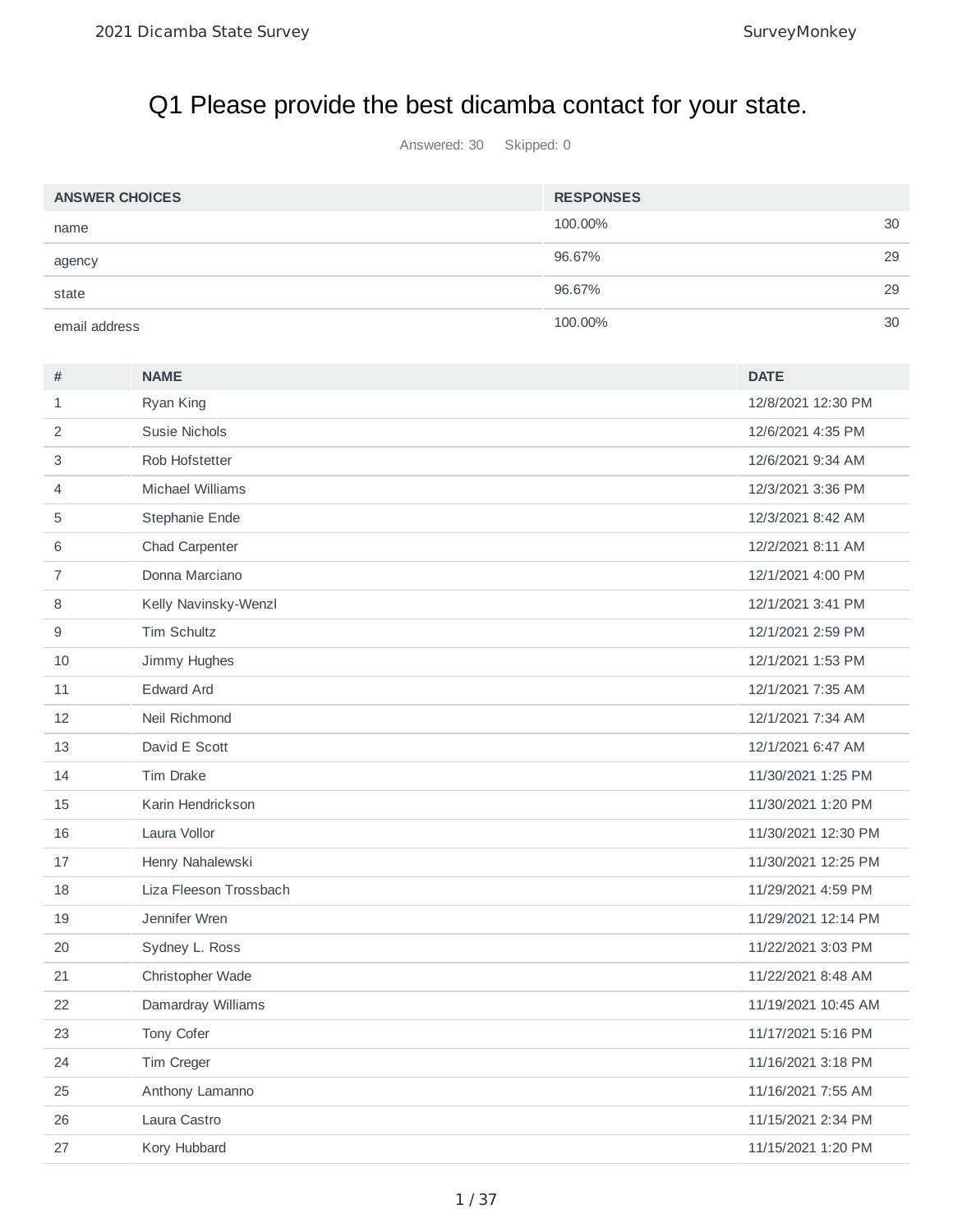# Q1 Please provide the best dicamba contact for your state.

Answered: 30    Skipped: 0

| ANSWER CHOICES | RESPONSES | |
|---|---|---|
| name | 100.00% | 30 |
| agency | 96.67% | 29 |
| state | 96.67% | 29 |
| email address | 100.00% | 30 |

| # | NAME | DATE |
|---|---|---|
| 1 | Ryan King | 12/8/2021 12:30 PM |
| 2 | Susie Nichols | 12/6/2021 4:35 PM |
| 3 | Rob Hofstetter | 12/6/2021 9:34 AM |
| 4 | Michael Williams | 12/3/2021 3:36 PM |
| 5 | Stephanie Ende | 12/3/2021 8:42 AM |
| 6 | Chad Carpenter | 12/2/2021 8:11 AM |
| 7 | Donna Marciano | 12/1/2021 4:00 PM |
| 8 | Kelly Navinsky-Wenzl | 12/1/2021 3:41 PM |
| 9 | Tim Schultz | 12/1/2021 2:59 PM |
| 10 | Jimmy Hughes | 12/1/2021 1:53 PM |
| 11 | Edward Ard | 12/1/2021 7:35 AM |
| 12 | Neil Richmond | 12/1/2021 7:34 AM |
| 13 | David E Scott | 12/1/2021 6:47 AM |
| 14 | Tim Drake | 11/30/2021 1:25 PM |
| 15 | Karin Hendrickson | 11/30/2021 1:20 PM |
| 16 | Laura Vollor | 11/30/2021 12:30 PM |
| 17 | Henry Nahalewski | 11/30/2021 12:25 PM |
| 18 | Liza Fleeson Trossbach | 11/29/2021 4:59 PM |
| 19 | Jennifer Wren | 11/29/2021 12:14 PM |
| 20 | Sydney L. Ross | 11/22/2021 3:03 PM |
| 21 | Christopher Wade | 11/22/2021 8:48 AM |
| 22 | Damardray Williams | 11/19/2021 10:45 AM |
| 23 | Tony Cofer | 11/17/2021 5:16 PM |
| 24 | Tim Creger | 11/16/2021 3:18 PM |
| 25 | Anthony Lamanno | 11/16/2021 7:55 AM |
| 26 | Laura Castro | 11/15/2021 2:34 PM |
| 27 | Kory Hubbard | 11/15/2021 1:20 PM |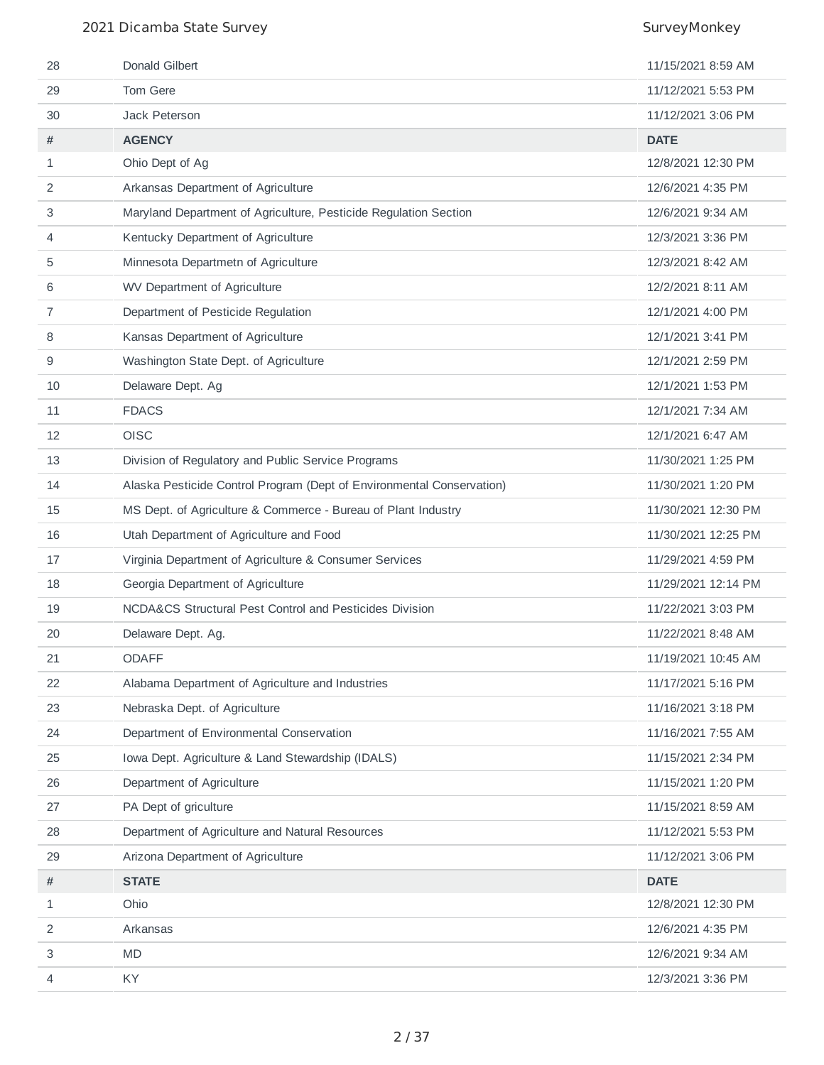| # | | DATE |
|---|---|---|
| 28 | Donald Gilbert | 11/15/2021 8:59 AM |
| 29 | Tom Gere | 11/12/2021 5:53 PM |
| 30 | Jack Peterson | 11/12/2021 3:06 PM |

| # | AGENCY | DATE |
|---|---|---|
| 1 | Ohio Dept of Ag | 12/8/2021 12:30 PM |
| 2 | Arkansas Department of Agriculture | 12/6/2021 4:35 PM |
| 3 | Maryland Department of Agriculture, Pesticide Regulation Section | 12/6/2021 9:34 AM |
| 4 | Kentucky Department of Agriculture | 12/3/2021 3:36 PM |
| 5 | Minnesota Departmetn of Agriculture | 12/3/2021 8:42 AM |
| 6 | WV Department of Agriculture | 12/2/2021 8:11 AM |
| 7 | Department of Pesticide Regulation | 12/1/2021 4:00 PM |
| 8 | Kansas Department of Agriculture | 12/1/2021 3:41 PM |
| 9 | Washington State Dept. of Agriculture | 12/1/2021 2:59 PM |
| 10 | Delaware Dept. Ag | 12/1/2021 1:53 PM |
| 11 | FDACS | 12/1/2021 7:34 AM |
| 12 | OISC | 12/1/2021 6:47 AM |
| 13 | Division of Regulatory and Public Service Programs | 11/30/2021 1:25 PM |
| 14 | Alaska Pesticide Control Program (Dept of Environmental Conservation) | 11/30/2021 1:20 PM |
| 15 | MS Dept. of Agriculture & Commerce - Bureau of Plant Industry | 11/30/2021 12:30 PM |
| 16 | Utah Department of Agriculture and Food | 11/30/2021 12:25 PM |
| 17 | Virginia Department of Agriculture & Consumer Services | 11/29/2021 4:59 PM |
| 18 | Georgia Department of Agriculture | 11/29/2021 12:14 PM |
| 19 | NCDA&CS Structural Pest Control and Pesticides Division | 11/22/2021 3:03 PM |
| 20 | Delaware Dept. Ag. | 11/22/2021 8:48 AM |
| 21 | ODAFF | 11/19/2021 10:45 AM |
| 22 | Alabama Department of Agriculture and Industries | 11/17/2021 5:16 PM |
| 23 | Nebraska Dept. of Agriculture | 11/16/2021 3:18 PM |
| 24 | Department of Environmental Conservation | 11/16/2021 7:55 AM |
| 25 | Iowa Dept. Agriculture & Land Stewardship (IDALS) | 11/15/2021 2:34 PM |
| 26 | Department of Agriculture | 11/15/2021 1:20 PM |
| 27 | PA Dept of griculture | 11/15/2021 8:59 AM |
| 28 | Department of Agriculture and Natural Resources | 11/12/2021 5:53 PM |
| 29 | Arizona Department of Agriculture | 11/12/2021 3:06 PM |

| # | STATE | DATE |
|---|---|---|
| 1 | Ohio | 12/8/2021 12:30 PM |
| 2 | Arkansas | 12/6/2021 4:35 PM |
| 3 | MD | 12/6/2021 9:34 AM |
| 4 | KY | 12/3/2021 3:36 PM |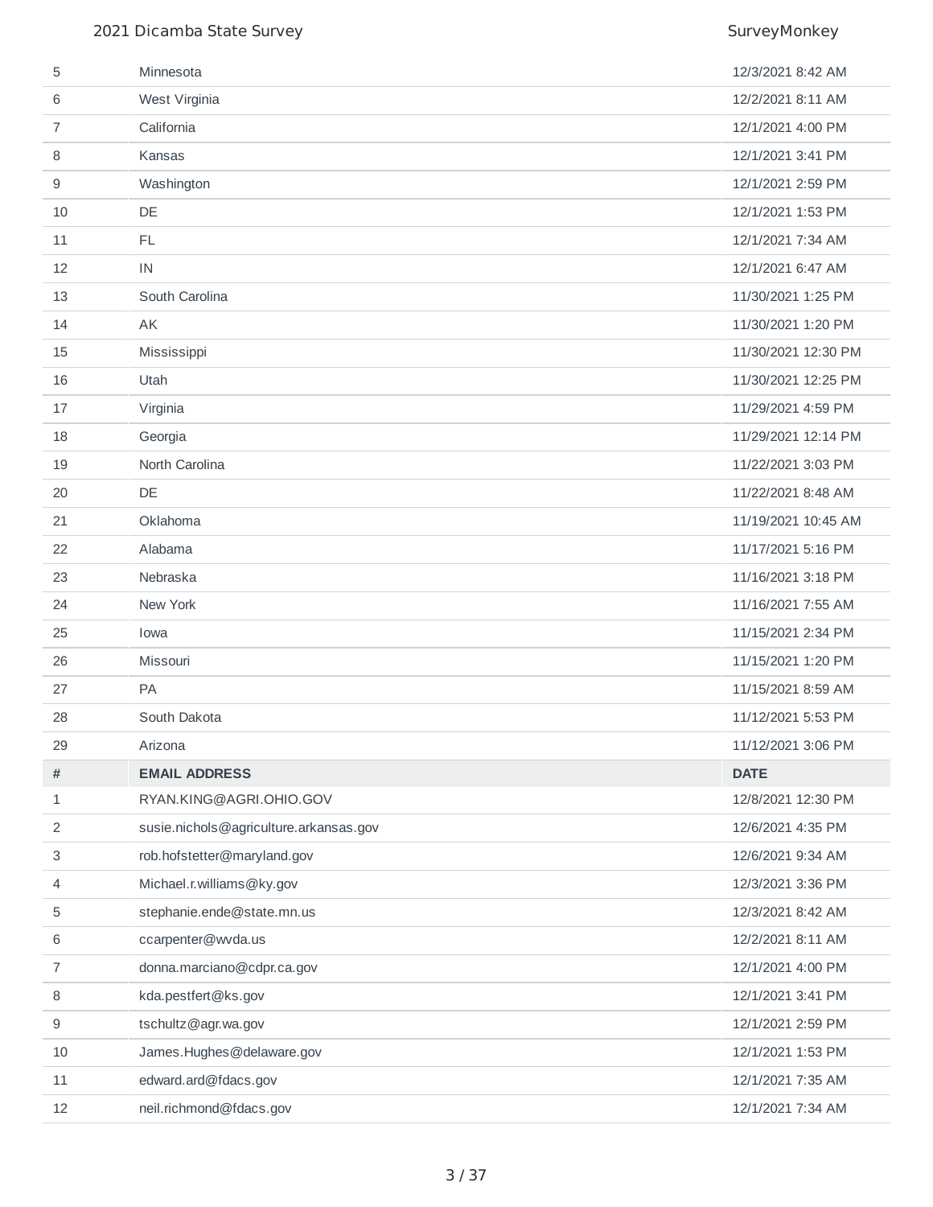| # | | DATE |
|---|---|---|
| 5 | Minnesota | 12/3/2021 8:42 AM |
| 6 | West Virginia | 12/2/2021 8:11 AM |
| 7 | California | 12/1/2021 4:00 PM |
| 8 | Kansas | 12/1/2021 3:41 PM |
| 9 | Washington | 12/1/2021 2:59 PM |
| 10 | DE | 12/1/2021 1:53 PM |
| 11 | FL | 12/1/2021 7:34 AM |
| 12 | IN | 12/1/2021 6:47 AM |
| 13 | South Carolina | 11/30/2021 1:25 PM |
| 14 | AK | 11/30/2021 1:20 PM |
| 15 | Mississippi | 11/30/2021 12:30 PM |
| 16 | Utah | 11/30/2021 12:25 PM |
| 17 | Virginia | 11/29/2021 4:59 PM |
| 18 | Georgia | 11/29/2021 12:14 PM |
| 19 | North Carolina | 11/22/2021 3:03 PM |
| 20 | DE | 11/22/2021 8:48 AM |
| 21 | Oklahoma | 11/19/2021 10:45 AM |
| 22 | Alabama | 11/17/2021 5:16 PM |
| 23 | Nebraska | 11/16/2021 3:18 PM |
| 24 | New York | 11/16/2021 7:55 AM |
| 25 | Iowa | 11/15/2021 2:34 PM |
| 26 | Missouri | 11/15/2021 1:20 PM |
| 27 | PA | 11/15/2021 8:59 AM |
| 28 | South Dakota | 11/12/2021 5:53 PM |
| 29 | Arizona | 11/12/2021 3:06 PM |

| # | EMAIL ADDRESS | DATE |
|---|---|---|
| 1 | RYAN.KING@AGRI.OHIO.GOV | 12/8/2021 12:30 PM |
| 2 | susie.nichols@agriculture.arkansas.gov | 12/6/2021 4:35 PM |
| 3 | rob.hofstetter@maryland.gov | 12/6/2021 9:34 AM |
| 4 | Michael.r.williams@ky.gov | 12/3/2021 3:36 PM |
| 5 | stephanie.ende@state.mn.us | 12/3/2021 8:42 AM |
| 6 | ccarpenter@wvda.us | 12/2/2021 8:11 AM |
| 7 | donna.marciano@cdpr.ca.gov | 12/1/2021 4:00 PM |
| 8 | kda.pestfert@ks.gov | 12/1/2021 3:41 PM |
| 9 | tschultz@agr.wa.gov | 12/1/2021 2:59 PM |
| 10 | James.Hughes@delaware.gov | 12/1/2021 1:53 PM |
| 11 | edward.ard@fdacs.gov | 12/1/2021 7:35 AM |
| 12 | neil.richmond@fdacs.gov | 12/1/2021 7:34 AM |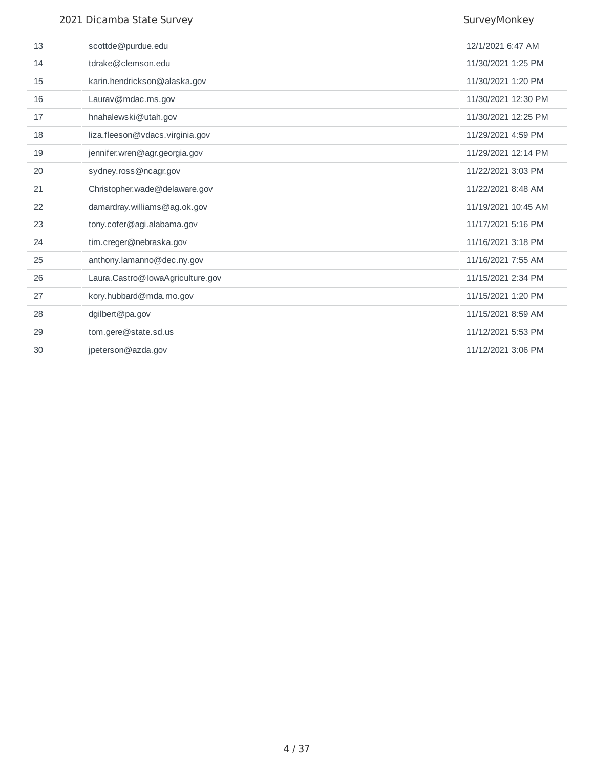| | | |
|---|---|---|
| 13 | scottde@purdue.edu | 12/1/2021 6:47 AM |
| 14 | tdrake@clemson.edu | 11/30/2021 1:25 PM |
| 15 | karin.hendrickson@alaska.gov | 11/30/2021 1:20 PM |
| 16 | Laurav@mdac.ms.gov | 11/30/2021 12:30 PM |
| 17 | hnahalewski@utah.gov | 11/30/2021 12:25 PM |
| 18 | liza.fleeson@vdacs.virginia.gov | 11/29/2021 4:59 PM |
| 19 | jennifer.wren@agr.georgia.gov | 11/29/2021 12:14 PM |
| 20 | sydney.ross@ncagr.gov | 11/22/2021 3:03 PM |
| 21 | Christopher.wade@delaware.gov | 11/22/2021 8:48 AM |
| 22 | damardray.williams@ag.ok.gov | 11/19/2021 10:45 AM |
| 23 | tony.cofer@agi.alabama.gov | 11/17/2021 5:16 PM |
| 24 | tim.creger@nebraska.gov | 11/16/2021 3:18 PM |
| 25 | anthony.lamanno@dec.ny.gov | 11/16/2021 7:55 AM |
| 26 | Laura.Castro@IowaAgriculture.gov | 11/15/2021 2:34 PM |
| 27 | kory.hubbard@mda.mo.gov | 11/15/2021 1:20 PM |
| 28 | dgilbert@pa.gov | 11/15/2021 8:59 AM |
| 29 | tom.gere@state.sd.us | 11/12/2021 5:53 PM |
| 30 | jpeterson@azda.gov | 11/12/2021 3:06 PM |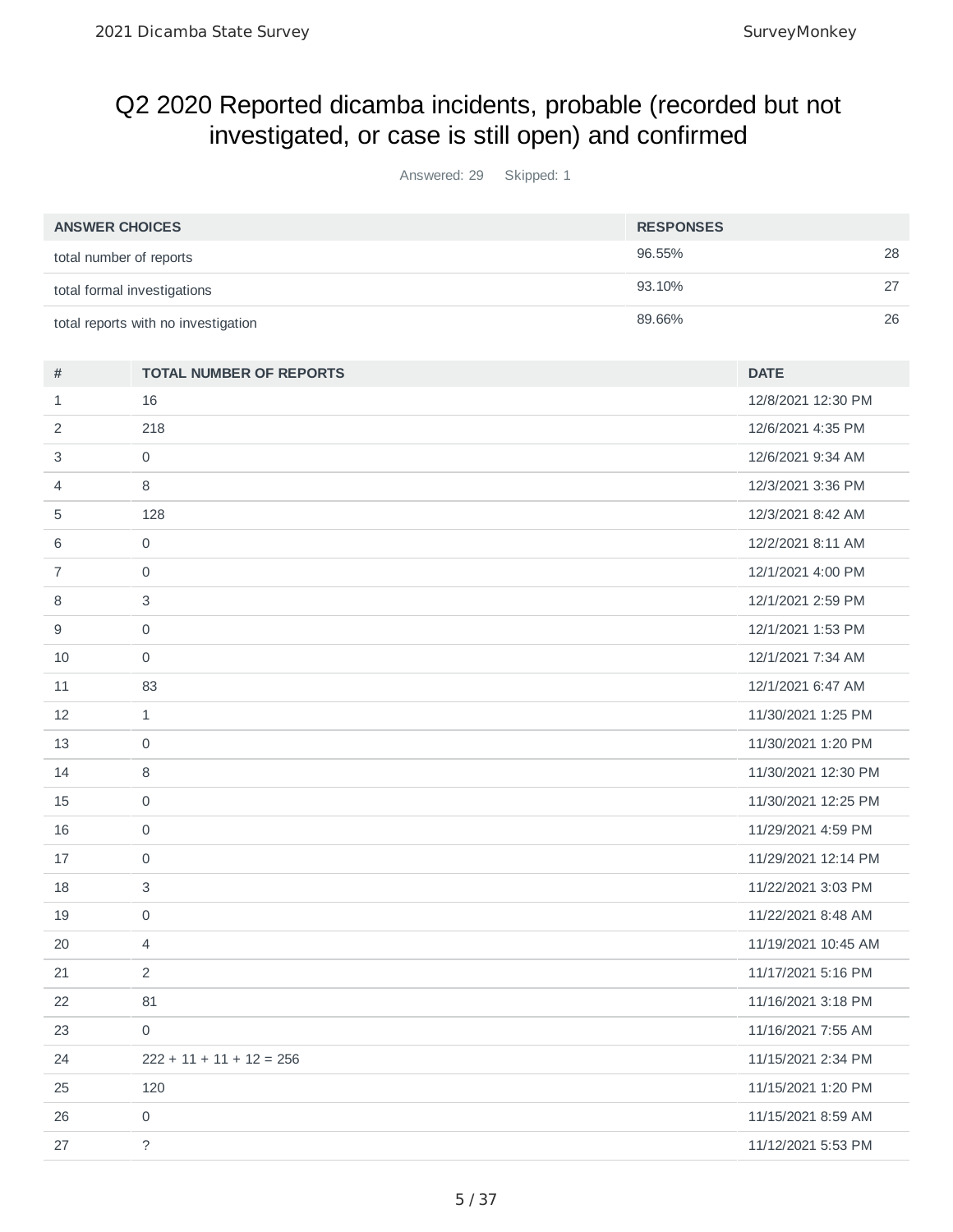# Q2 2020 Reported dicamba incidents, probable (recorded but not investigated, or case is still open) and confirmed

Answered: 29 Skipped: 1

| ANSWER CHOICES | RESPONSES | |
|---|---|---|
| total number of reports | 96.55% | 28 |
| total formal investigations | 93.10% | 27 |
| total reports with no investigation | 89.66% | 26 |

| # | TOTAL NUMBER OF REPORTS | DATE |
|---|---|---|
| 1 | 16 | 12/8/2021 12:30 PM |
| 2 | 218 | 12/6/2021 4:35 PM |
| 3 | 0 | 12/6/2021 9:34 AM |
| 4 | 8 | 12/3/2021 3:36 PM |
| 5 | 128 | 12/3/2021 8:42 AM |
| 6 | 0 | 12/2/2021 8:11 AM |
| 7 | 0 | 12/1/2021 4:00 PM |
| 8 | 3 | 12/1/2021 2:59 PM |
| 9 | 0 | 12/1/2021 1:53 PM |
| 10 | 0 | 12/1/2021 7:34 AM |
| 11 | 83 | 12/1/2021 6:47 AM |
| 12 | 1 | 11/30/2021 1:25 PM |
| 13 | 0 | 11/30/2021 1:20 PM |
| 14 | 8 | 11/30/2021 12:30 PM |
| 15 | 0 | 11/30/2021 12:25 PM |
| 16 | 0 | 11/29/2021 4:59 PM |
| 17 | 0 | 11/29/2021 12:14 PM |
| 18 | 3 | 11/22/2021 3:03 PM |
| 19 | 0 | 11/22/2021 8:48 AM |
| 20 | 4 | 11/19/2021 10:45 AM |
| 21 | 2 | 11/17/2021 5:16 PM |
| 22 | 81 | 11/16/2021 3:18 PM |
| 23 | 0 | 11/16/2021 7:55 AM |
| 24 | 222 + 11 + 11 + 12 = 256 | 11/15/2021 2:34 PM |
| 25 | 120 | 11/15/2021 1:20 PM |
| 26 | 0 | 11/15/2021 8:59 AM |
| 27 | ? | 11/12/2021 5:53 PM |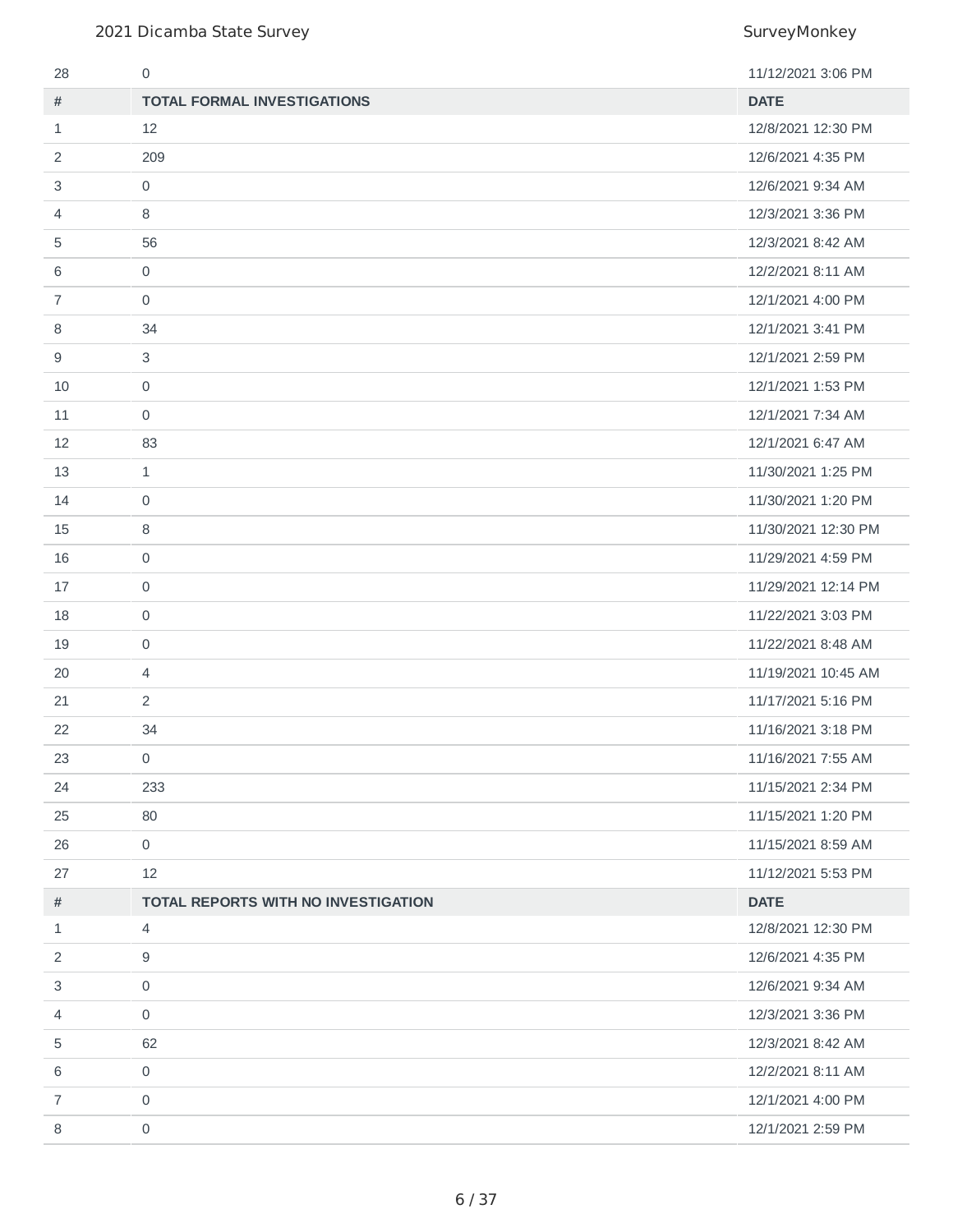| # | | DATE |
|---|---|---|
| 28 | 0 | 11/12/2021 3:06 PM |

| # | TOTAL FORMAL INVESTIGATIONS | DATE |
|---|---|---|
| 1 | 12 | 12/8/2021 12:30 PM |
| 2 | 209 | 12/6/2021 4:35 PM |
| 3 | 0 | 12/6/2021 9:34 AM |
| 4 | 8 | 12/3/2021 3:36 PM |
| 5 | 56 | 12/3/2021 8:42 AM |
| 6 | 0 | 12/2/2021 8:11 AM |
| 7 | 0 | 12/1/2021 4:00 PM |
| 8 | 34 | 12/1/2021 3:41 PM |
| 9 | 3 | 12/1/2021 2:59 PM |
| 10 | 0 | 12/1/2021 1:53 PM |
| 11 | 0 | 12/1/2021 7:34 AM |
| 12 | 83 | 12/1/2021 6:47 AM |
| 13 | 1 | 11/30/2021 1:25 PM |
| 14 | 0 | 11/30/2021 1:20 PM |
| 15 | 8 | 11/30/2021 12:30 PM |
| 16 | 0 | 11/29/2021 4:59 PM |
| 17 | 0 | 11/29/2021 12:14 PM |
| 18 | 0 | 11/22/2021 3:03 PM |
| 19 | 0 | 11/22/2021 8:48 AM |
| 20 | 4 | 11/19/2021 10:45 AM |
| 21 | 2 | 11/17/2021 5:16 PM |
| 22 | 34 | 11/16/2021 3:18 PM |
| 23 | 0 | 11/16/2021 7:55 AM |
| 24 | 233 | 11/15/2021 2:34 PM |
| 25 | 80 | 11/15/2021 1:20 PM |
| 26 | 0 | 11/15/2021 8:59 AM |
| 27 | 12 | 11/12/2021 5:53 PM |

| # | TOTAL REPORTS WITH NO INVESTIGATION | DATE |
|---|---|---|
| 1 | 4 | 12/8/2021 12:30 PM |
| 2 | 9 | 12/6/2021 4:35 PM |
| 3 | 0 | 12/6/2021 9:34 AM |
| 4 | 0 | 12/3/2021 3:36 PM |
| 5 | 62 | 12/3/2021 8:42 AM |
| 6 | 0 | 12/2/2021 8:11 AM |
| 7 | 0 | 12/1/2021 4:00 PM |
| 8 | 0 | 12/1/2021 2:59 PM |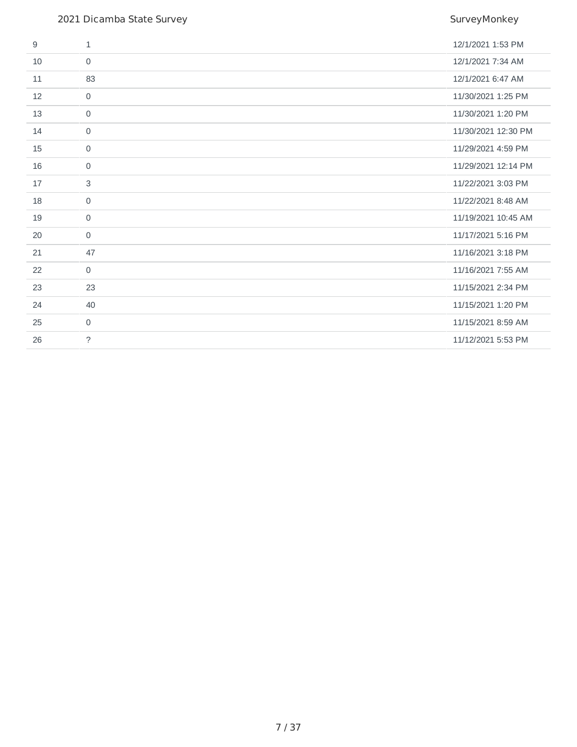| | | |
|---|---|---|
| 9 | 1 | 12/1/2021 1:53 PM |
| 10 | 0 | 12/1/2021 7:34 AM |
| 11 | 83 | 12/1/2021 6:47 AM |
| 12 | 0 | 11/30/2021 1:25 PM |
| 13 | 0 | 11/30/2021 1:20 PM |
| 14 | 0 | 11/30/2021 12:30 PM |
| 15 | 0 | 11/29/2021 4:59 PM |
| 16 | 0 | 11/29/2021 12:14 PM |
| 17 | 3 | 11/22/2021 3:03 PM |
| 18 | 0 | 11/22/2021 8:48 AM |
| 19 | 0 | 11/19/2021 10:45 AM |
| 20 | 0 | 11/17/2021 5:16 PM |
| 21 | 47 | 11/16/2021 3:18 PM |
| 22 | 0 | 11/16/2021 7:55 AM |
| 23 | 23 | 11/15/2021 2:34 PM |
| 24 | 40 | 11/15/2021 1:20 PM |
| 25 | 0 | 11/15/2021 8:59 AM |
| 26 | ? | 11/12/2021 5:53 PM |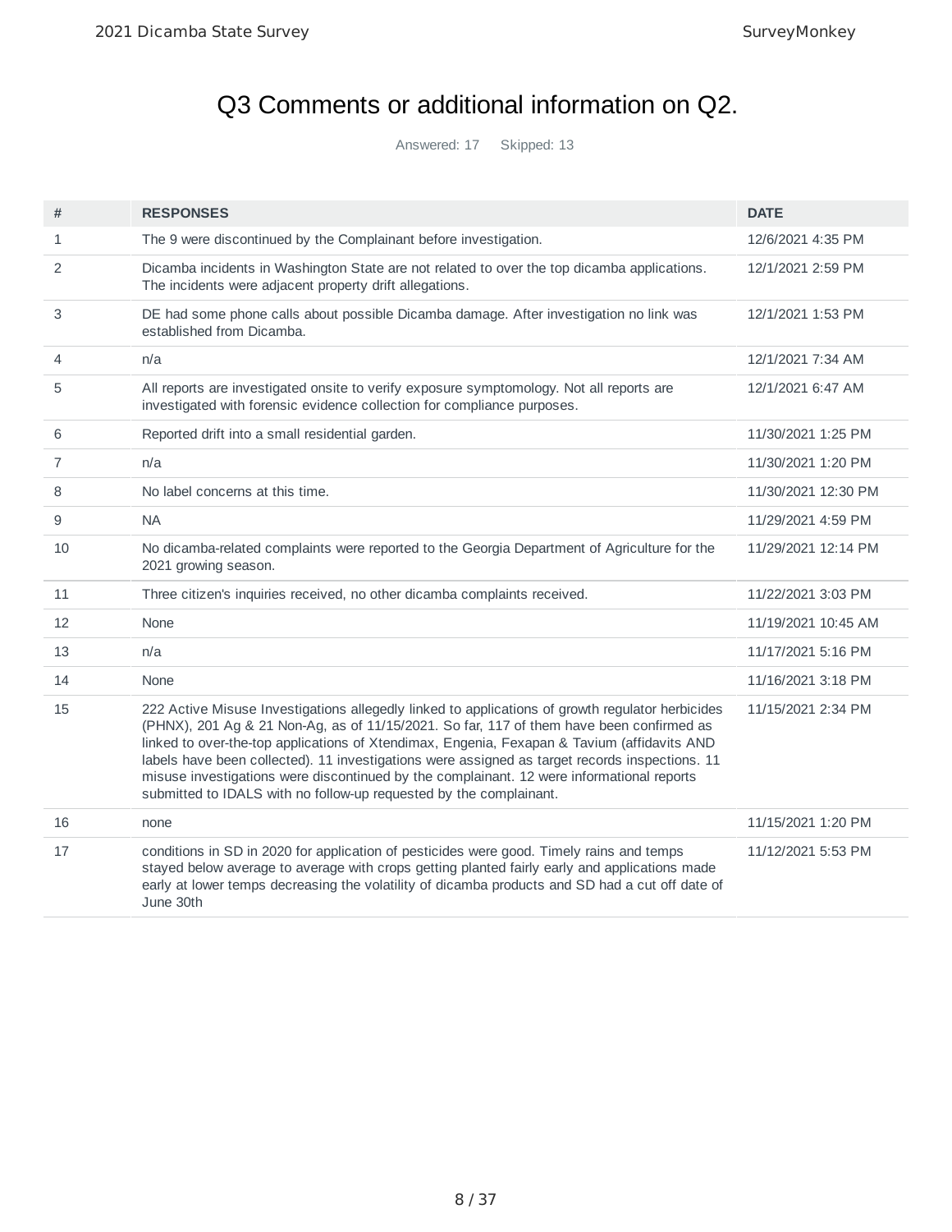# Q3 Comments or additional information on Q2.

Answered: 17 Skipped: 13

| # | RESPONSES | DATE |
|---|---|---|
| 1 | The 9 were discontinued by the Complainant before investigation. | 12/6/2021 4:35 PM |
| 2 | Dicamba incidents in Washington State are not related to over the top dicamba applications. The incidents were adjacent property drift allegations. | 12/1/2021 2:59 PM |
| 3 | DE had some phone calls about possible Dicamba damage. After investigation no link was established from Dicamba. | 12/1/2021 1:53 PM |
| 4 | n/a | 12/1/2021 7:34 AM |
| 5 | All reports are investigated onsite to verify exposure symptomology. Not all reports are investigated with forensic evidence collection for compliance purposes. | 12/1/2021 6:47 AM |
| 6 | Reported drift into a small residential garden. | 11/30/2021 1:25 PM |
| 7 | n/a | 11/30/2021 1:20 PM |
| 8 | No label concerns at this time. | 11/30/2021 12:30 PM |
| 9 | NA | 11/29/2021 4:59 PM |
| 10 | No dicamba-related complaints were reported to the Georgia Department of Agriculture for the 2021 growing season. | 11/29/2021 12:14 PM |
| 11 | Three citizen's inquiries received, no other dicamba complaints received. | 11/22/2021 3:03 PM |
| 12 | None | 11/19/2021 10:45 AM |
| 13 | n/a | 11/17/2021 5:16 PM |
| 14 | None | 11/16/2021 3:18 PM |
| 15 | 222 Active Misuse Investigations allegedly linked to applications of growth regulator herbicides (PHNX), 201 Ag & 21 Non-Ag, as of 11/15/2021. So far, 117 of them have been confirmed as linked to over-the-top applications of Xtendimax, Engenia, Fexapan & Tavium (affidavits AND labels have been collected). 11 investigations were assigned as target records inspections. 11 misuse investigations were discontinued by the complainant. 12 were informational reports submitted to IDALS with no follow-up requested by the complainant. | 11/15/2021 2:34 PM |
| 16 | none | 11/15/2021 1:20 PM |
| 17 | conditions in SD in 2020 for application of pesticides were good. Timely rains and temps stayed below average to average with crops getting planted fairly early and applications made early at lower temps decreasing the volatility of dicamba products and SD had a cut off date of June 30th | 11/12/2021 5:53 PM |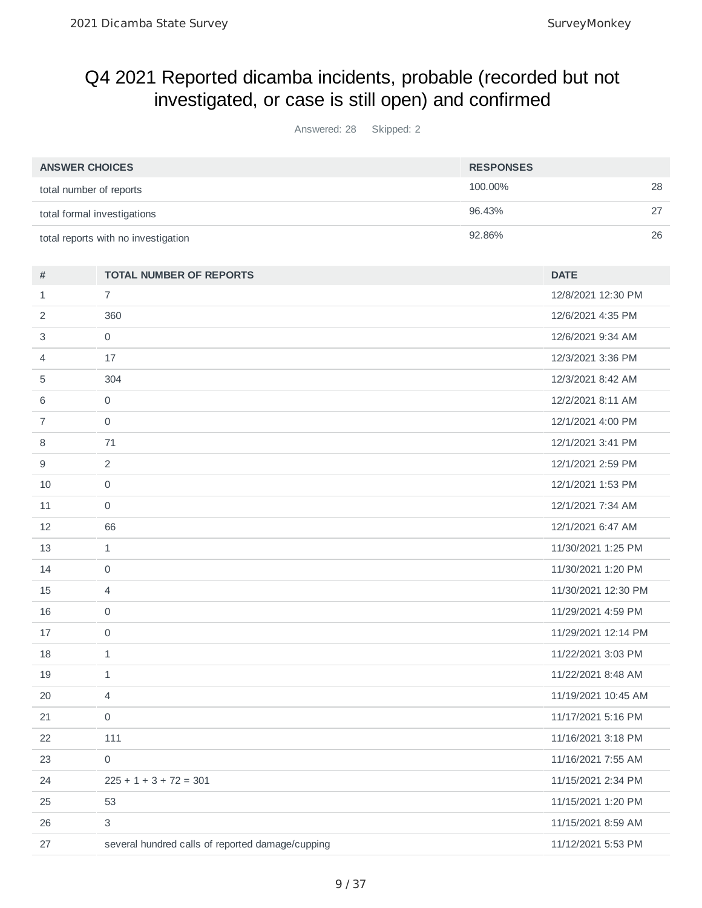# Q4 2021 Reported dicamba incidents, probable (recorded but not investigated, or case is still open) and confirmed

Answered: 28 Skipped: 2

| ANSWER CHOICES | RESPONSES | |
|---|---|---|
| total number of reports | 100.00% | 28 |
| total formal investigations | 96.43% | 27 |
| total reports with no investigation | 92.86% | 26 |

| # | TOTAL NUMBER OF REPORTS | DATE |
|---|---|---|
| 1 | 7 | 12/8/2021 12:30 PM |
| 2 | 360 | 12/6/2021 4:35 PM |
| 3 | 0 | 12/6/2021 9:34 AM |
| 4 | 17 | 12/3/2021 3:36 PM |
| 5 | 304 | 12/3/2021 8:42 AM |
| 6 | 0 | 12/2/2021 8:11 AM |
| 7 | 0 | 12/1/2021 4:00 PM |
| 8 | 71 | 12/1/2021 3:41 PM |
| 9 | 2 | 12/1/2021 2:59 PM |
| 10 | 0 | 12/1/2021 1:53 PM |
| 11 | 0 | 12/1/2021 7:34 AM |
| 12 | 66 | 12/1/2021 6:47 AM |
| 13 | 1 | 11/30/2021 1:25 PM |
| 14 | 0 | 11/30/2021 1:20 PM |
| 15 | 4 | 11/30/2021 12:30 PM |
| 16 | 0 | 11/29/2021 4:59 PM |
| 17 | 0 | 11/29/2021 12:14 PM |
| 18 | 1 | 11/22/2021 3:03 PM |
| 19 | 1 | 11/22/2021 8:48 AM |
| 20 | 4 | 11/19/2021 10:45 AM |
| 21 | 0 | 11/17/2021 5:16 PM |
| 22 | 111 | 11/16/2021 3:18 PM |
| 23 | 0 | 11/16/2021 7:55 AM |
| 24 | 225 + 1 + 3 + 72 = 301 | 11/15/2021 2:34 PM |
| 25 | 53 | 11/15/2021 1:20 PM |
| 26 | 3 | 11/15/2021 8:59 AM |
| 27 | several hundred calls of reported damage/cupping | 11/12/2021 5:53 PM |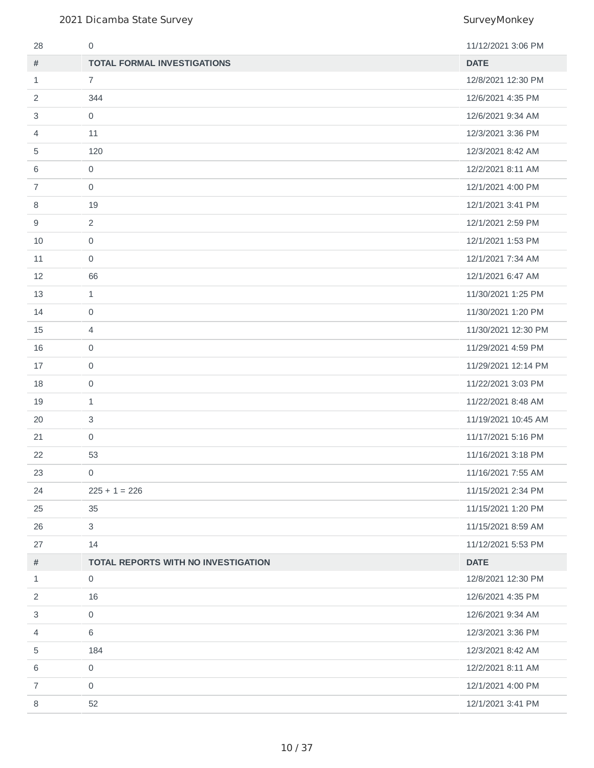| # | | DATE |
|---|---|---|
| 28 | 0 | 11/12/2021 3:06 PM |

| # | TOTAL FORMAL INVESTIGATIONS | DATE |
|---|---|---|
| 1 | 7 | 12/8/2021 12:30 PM |
| 2 | 344 | 12/6/2021 4:35 PM |
| 3 | 0 | 12/6/2021 9:34 AM |
| 4 | 11 | 12/3/2021 3:36 PM |
| 5 | 120 | 12/3/2021 8:42 AM |
| 6 | 0 | 12/2/2021 8:11 AM |
| 7 | 0 | 12/1/2021 4:00 PM |
| 8 | 19 | 12/1/2021 3:41 PM |
| 9 | 2 | 12/1/2021 2:59 PM |
| 10 | 0 | 12/1/2021 1:53 PM |
| 11 | 0 | 12/1/2021 7:34 AM |
| 12 | 66 | 12/1/2021 6:47 AM |
| 13 | 1 | 11/30/2021 1:25 PM |
| 14 | 0 | 11/30/2021 1:20 PM |
| 15 | 4 | 11/30/2021 12:30 PM |
| 16 | 0 | 11/29/2021 4:59 PM |
| 17 | 0 | 11/29/2021 12:14 PM |
| 18 | 0 | 11/22/2021 3:03 PM |
| 19 | 1 | 11/22/2021 8:48 AM |
| 20 | 3 | 11/19/2021 10:45 AM |
| 21 | 0 | 11/17/2021 5:16 PM |
| 22 | 53 | 11/16/2021 3:18 PM |
| 23 | 0 | 11/16/2021 7:55 AM |
| 24 | 225 + 1 = 226 | 11/15/2021 2:34 PM |
| 25 | 35 | 11/15/2021 1:20 PM |
| 26 | 3 | 11/15/2021 8:59 AM |
| 27 | 14 | 11/12/2021 5:53 PM |

| # | TOTAL REPORTS WITH NO INVESTIGATION | DATE |
|---|---|---|
| 1 | 0 | 12/8/2021 12:30 PM |
| 2 | 16 | 12/6/2021 4:35 PM |
| 3 | 0 | 12/6/2021 9:34 AM |
| 4 | 6 | 12/3/2021 3:36 PM |
| 5 | 184 | 12/3/2021 8:42 AM |
| 6 | 0 | 12/2/2021 8:11 AM |
| 7 | 0 | 12/1/2021 4:00 PM |
| 8 | 52 | 12/1/2021 3:41 PM |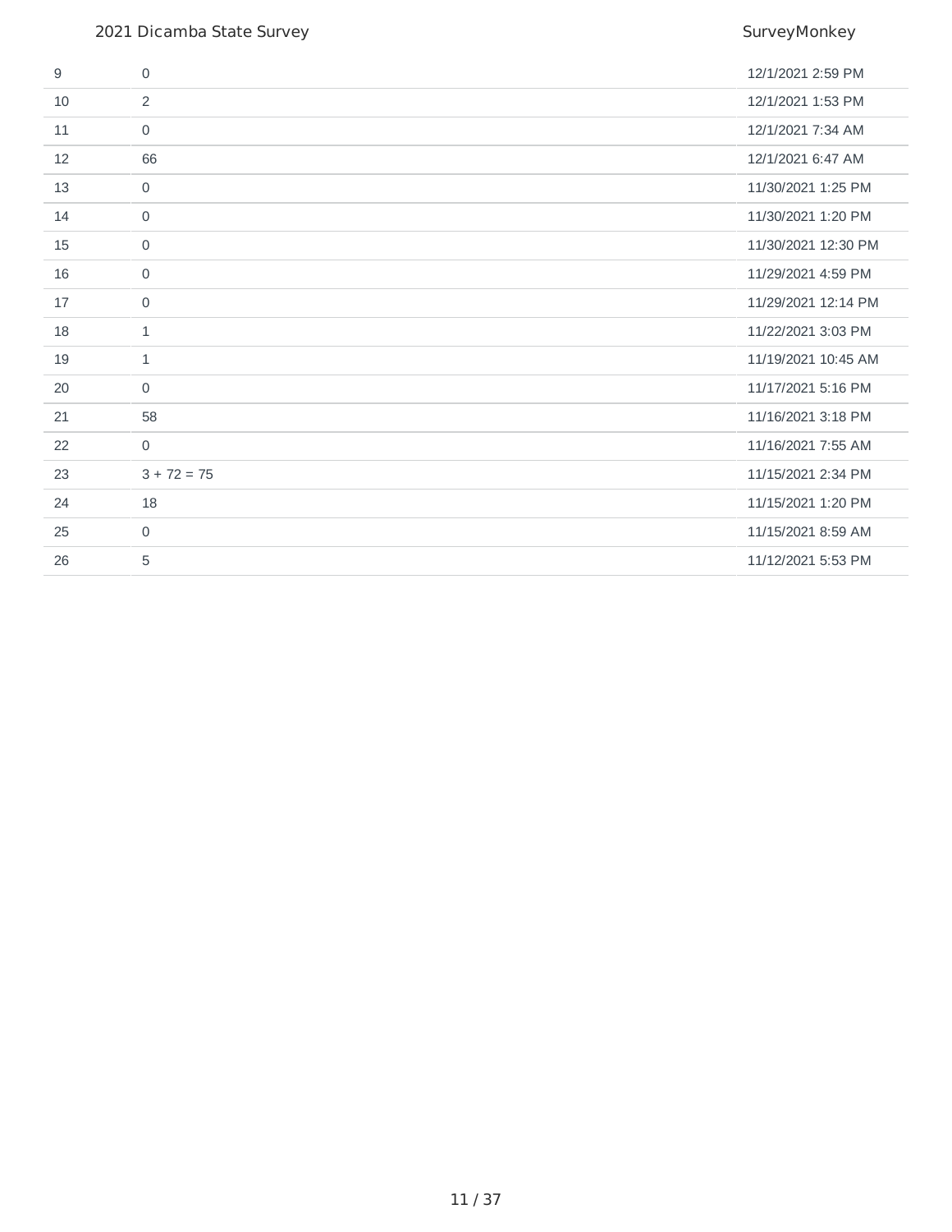| | | |
|---|---|---|
| 9 | 0 | 12/1/2021 2:59 PM |
| 10 | 2 | 12/1/2021 1:53 PM |
| 11 | 0 | 12/1/2021 7:34 AM |
| 12 | 66 | 12/1/2021 6:47 AM |
| 13 | 0 | 11/30/2021 1:25 PM |
| 14 | 0 | 11/30/2021 1:20 PM |
| 15 | 0 | 11/30/2021 12:30 PM |
| 16 | 0 | 11/29/2021 4:59 PM |
| 17 | 0 | 11/29/2021 12:14 PM |
| 18 | 1 | 11/22/2021 3:03 PM |
| 19 | 1 | 11/19/2021 10:45 AM |
| 20 | 0 | 11/17/2021 5:16 PM |
| 21 | 58 | 11/16/2021 3:18 PM |
| 22 | 0 | 11/16/2021 7:55 AM |
| 23 | 3 + 72 = 75 | 11/15/2021 2:34 PM |
| 24 | 18 | 11/15/2021 1:20 PM |
| 25 | 0 | 11/15/2021 8:59 AM |
| 26 | 5 | 11/12/2021 5:53 PM |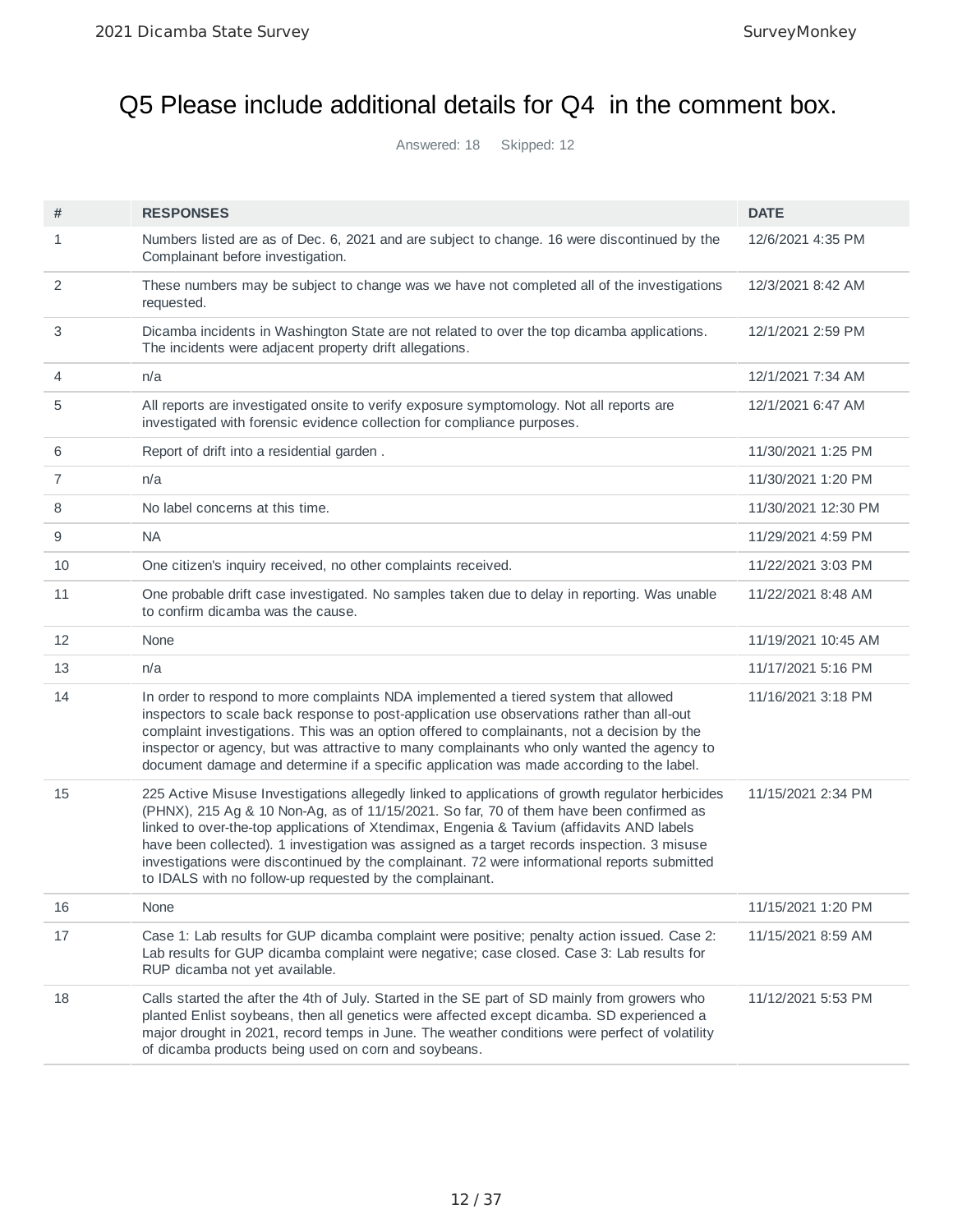# Q5 Please include additional details for Q4 in the comment box.

Answered: 18 Skipped: 12

| # | RESPONSES | DATE |
|---|---|---|
| 1 | Numbers listed are as of Dec. 6, 2021 and are subject to change. 16 were discontinued by the Complainant before investigation. | 12/6/2021 4:35 PM |
| 2 | These numbers may be subject to change was we have not completed all of the investigations requested. | 12/3/2021 8:42 AM |
| 3 | Dicamba incidents in Washington State are not related to over the top dicamba applications. The incidents were adjacent property drift allegations. | 12/1/2021 2:59 PM |
| 4 | n/a | 12/1/2021 7:34 AM |
| 5 | All reports are investigated onsite to verify exposure symptomology. Not all reports are investigated with forensic evidence collection for compliance purposes. | 12/1/2021 6:47 AM |
| 6 | Report of drift into a residential garden . | 11/30/2021 1:25 PM |
| 7 | n/a | 11/30/2021 1:20 PM |
| 8 | No label concerns at this time. | 11/30/2021 12:30 PM |
| 9 | NA | 11/29/2021 4:59 PM |
| 10 | One citizen's inquiry received, no other complaints received. | 11/22/2021 3:03 PM |
| 11 | One probable drift case investigated. No samples taken due to delay in reporting. Was unable to confirm dicamba was the cause. | 11/22/2021 8:48 AM |
| 12 | None | 11/19/2021 10:45 AM |
| 13 | n/a | 11/17/2021 5:16 PM |
| 14 | In order to respond to more complaints NDA implemented a tiered system that allowed inspectors to scale back response to post-application use observations rather than all-out complaint investigations. This was an option offered to complainants, not a decision by the inspector or agency, but was attractive to many complainants who only wanted the agency to document damage and determine if a specific application was made according to the label. | 11/16/2021 3:18 PM |
| 15 | 225 Active Misuse Investigations allegedly linked to applications of growth regulator herbicides (PHNX), 215 Ag & 10 Non-Ag, as of 11/15/2021. So far, 70 of them have been confirmed as linked to over-the-top applications of Xtendimax, Engenia & Tavium (affidavits AND labels have been collected). 1 investigation was assigned as a target records inspection. 3 misuse investigations were discontinued by the complainant. 72 were informational reports submitted to IDALS with no follow-up requested by the complainant. | 11/15/2021 2:34 PM |
| 16 | None | 11/15/2021 1:20 PM |
| 17 | Case 1: Lab results for GUP dicamba complaint were positive; penalty action issued. Case 2: Lab results for GUP dicamba complaint were negative; case closed. Case 3: Lab results for RUP dicamba not yet available. | 11/15/2021 8:59 AM |
| 18 | Calls started the after the 4th of July. Started in the SE part of SD mainly from growers who planted Enlist soybeans, then all genetics were affected except dicamba. SD experienced a major drought in 2021, record temps in June. The weather conditions were perfect of volatility of dicamba products being used on corn and soybeans. | 11/12/2021 5:53 PM |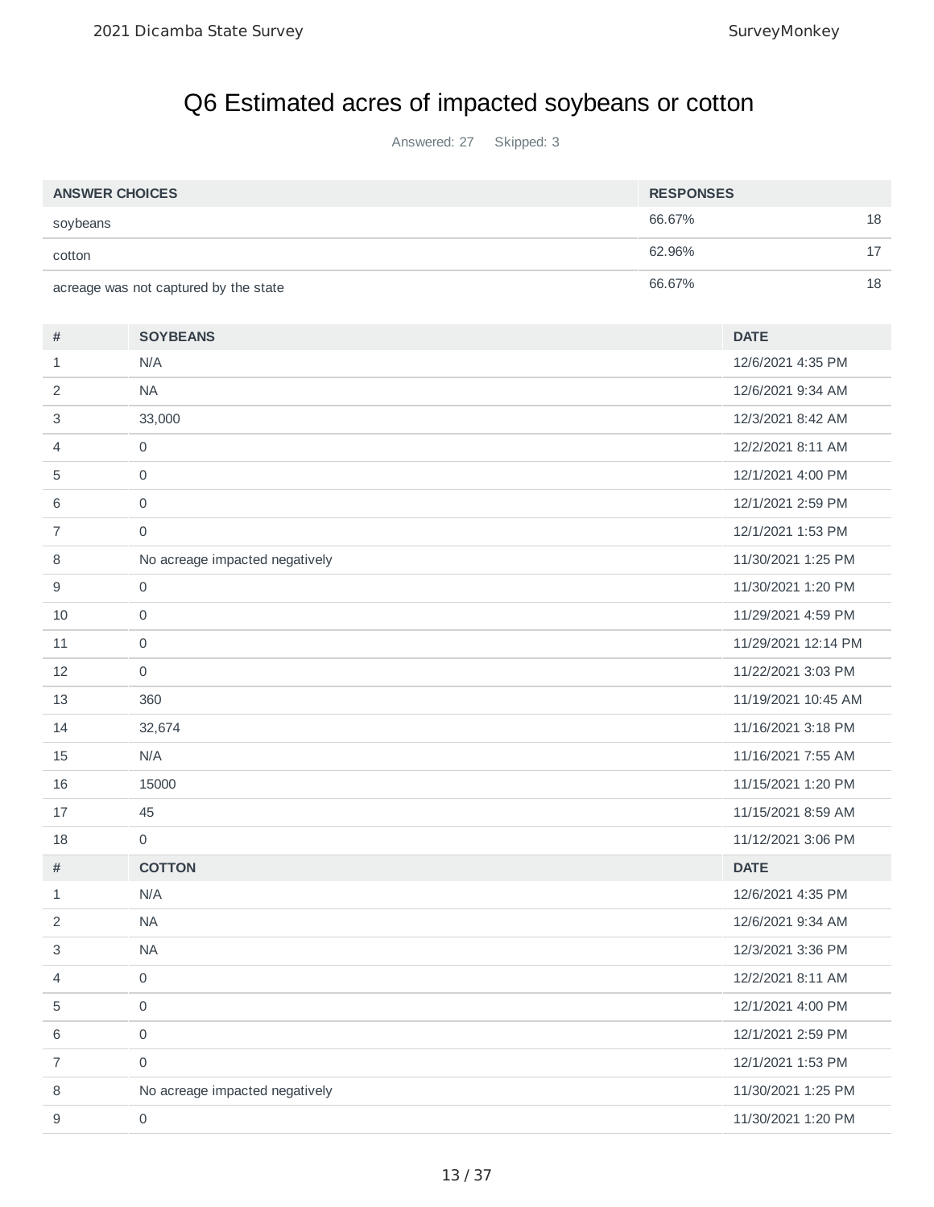# Q6 Estimated acres of impacted soybeans or cotton

Answered: 27 Skipped: 3

| ANSWER CHOICES | RESPONSES | |
|---|---|---|
| soybeans | 66.67% | 18 |
| cotton | 62.96% | 17 |
| acreage was not captured by the state | 66.67% | 18 |

| # | SOYBEANS | DATE |
|---|---|---|
| 1 | N/A | 12/6/2021 4:35 PM |
| 2 | NA | 12/6/2021 9:34 AM |
| 3 | 33,000 | 12/3/2021 8:42 AM |
| 4 | 0 | 12/2/2021 8:11 AM |
| 5 | 0 | 12/1/2021 4:00 PM |
| 6 | 0 | 12/1/2021 2:59 PM |
| 7 | 0 | 12/1/2021 1:53 PM |
| 8 | No acreage impacted negatively | 11/30/2021 1:25 PM |
| 9 | 0 | 11/30/2021 1:20 PM |
| 10 | 0 | 11/29/2021 4:59 PM |
| 11 | 0 | 11/29/2021 12:14 PM |
| 12 | 0 | 11/22/2021 3:03 PM |
| 13 | 360 | 11/19/2021 10:45 AM |
| 14 | 32,674 | 11/16/2021 3:18 PM |
| 15 | N/A | 11/16/2021 7:55 AM |
| 16 | 15000 | 11/15/2021 1:20 PM |
| 17 | 45 | 11/15/2021 8:59 AM |
| 18 | 0 | 11/12/2021 3:06 PM |

| # | COTTON | DATE |
|---|---|---|
| 1 | N/A | 12/6/2021 4:35 PM |
| 2 | NA | 12/6/2021 9:34 AM |
| 3 | NA | 12/3/2021 3:36 PM |
| 4 | 0 | 12/2/2021 8:11 AM |
| 5 | 0 | 12/1/2021 4:00 PM |
| 6 | 0 | 12/1/2021 2:59 PM |
| 7 | 0 | 12/1/2021 1:53 PM |
| 8 | No acreage impacted negatively | 11/30/2021 1:25 PM |
| 9 | 0 | 11/30/2021 1:20 PM |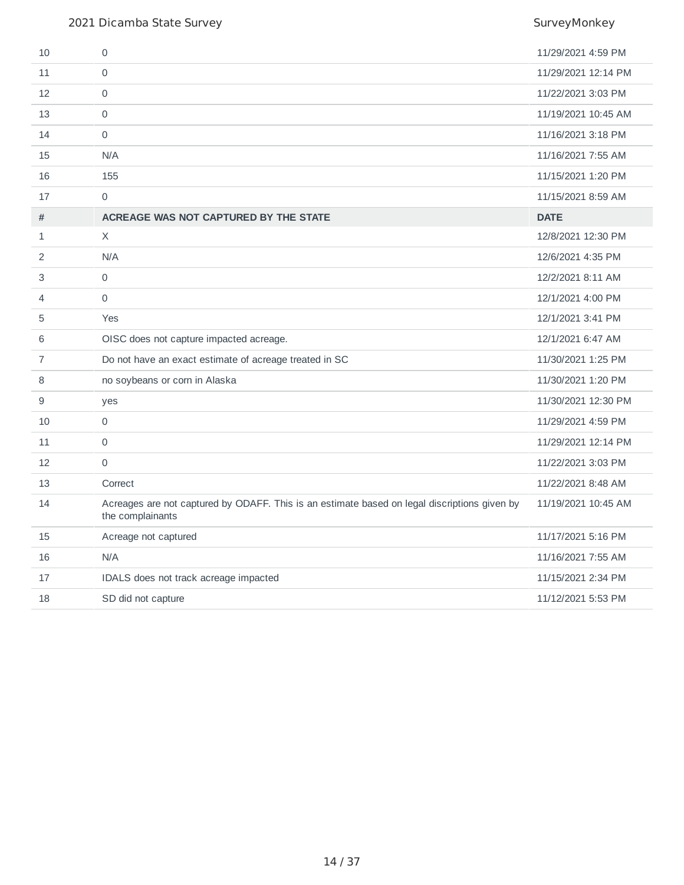| # | | |
|---|---|---|
| 10 | 0 | 11/29/2021 4:59 PM |
| 11 | 0 | 11/29/2021 12:14 PM |
| 12 | 0 | 11/22/2021 3:03 PM |
| 13 | 0 | 11/19/2021 10:45 AM |
| 14 | 0 | 11/16/2021 3:18 PM |
| 15 | N/A | 11/16/2021 7:55 AM |
| 16 | 155 | 11/15/2021 1:20 PM |
| 17 | 0 | 11/15/2021 8:59 AM |

| # | ACREAGE WAS NOT CAPTURED BY THE STATE | DATE |
|---|---|---|
| 1 | X | 12/8/2021 12:30 PM |
| 2 | N/A | 12/6/2021 4:35 PM |
| 3 | 0 | 12/2/2021 8:11 AM |
| 4 | 0 | 12/1/2021 4:00 PM |
| 5 | Yes | 12/1/2021 3:41 PM |
| 6 | OISC does not capture impacted acreage. | 12/1/2021 6:47 AM |
| 7 | Do not have an exact estimate of acreage treated in SC | 11/30/2021 1:25 PM |
| 8 | no soybeans or corn in Alaska | 11/30/2021 1:20 PM |
| 9 | yes | 11/30/2021 12:30 PM |
| 10 | 0 | 11/29/2021 4:59 PM |
| 11 | 0 | 11/29/2021 12:14 PM |
| 12 | 0 | 11/22/2021 3:03 PM |
| 13 | Correct | 11/22/2021 8:48 AM |
| 14 | Acreages are not captured by ODAFF. This is an estimate based on legal discriptions given by the complainants | 11/19/2021 10:45 AM |
| 15 | Acreage not captured | 11/17/2021 5:16 PM |
| 16 | N/A | 11/16/2021 7:55 AM |
| 17 | IDALS does not track acreage impacted | 11/15/2021 2:34 PM |
| 18 | SD did not capture | 11/12/2021 5:53 PM |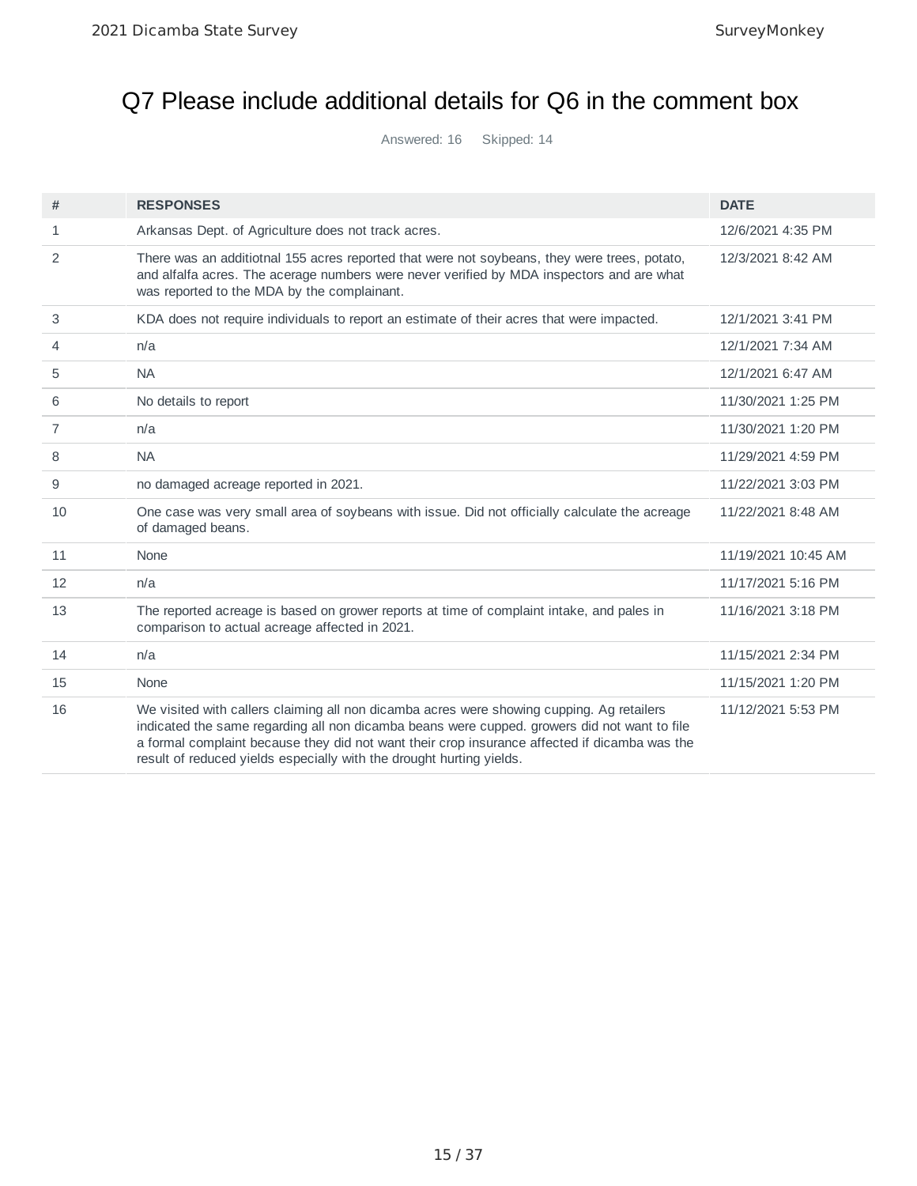# Q7 Please include additional details for Q6 in the comment box

Answered: 16 Skipped: 14

| # | RESPONSES | DATE |
|---|---|---|
| 1 | Arkansas Dept. of Agriculture does not track acres. | 12/6/2021 4:35 PM |
| 2 | There was an additiotnal 155 acres reported that were not soybeans, they were trees, potato, and alfalfa acres. The acerage numbers were never verified by MDA inspectors and are what was reported to the MDA by the complainant. | 12/3/2021 8:42 AM |
| 3 | KDA does not require individuals to report an estimate of their acres that were impacted. | 12/1/2021 3:41 PM |
| 4 | n/a | 12/1/2021 7:34 AM |
| 5 | NA | 12/1/2021 6:47 AM |
| 6 | No details to report | 11/30/2021 1:25 PM |
| 7 | n/a | 11/30/2021 1:20 PM |
| 8 | NA | 11/29/2021 4:59 PM |
| 9 | no damaged acreage reported in 2021. | 11/22/2021 3:03 PM |
| 10 | One case was very small area of soybeans with issue. Did not officially calculate the acreage of damaged beans. | 11/22/2021 8:48 AM |
| 11 | None | 11/19/2021 10:45 AM |
| 12 | n/a | 11/17/2021 5:16 PM |
| 13 | The reported acreage is based on grower reports at time of complaint intake, and pales in comparison to actual acreage affected in 2021. | 11/16/2021 3:18 PM |
| 14 | n/a | 11/15/2021 2:34 PM |
| 15 | None | 11/15/2021 1:20 PM |
| 16 | We visited with callers claiming all non dicamba acres were showing cupping. Ag retailers indicated the same regarding all non dicamba beans were cupped. growers did not want to file a formal complaint because they did not want their crop insurance affected if dicamba was the result of reduced yields especially with the drought hurting yields. | 11/12/2021 5:53 PM |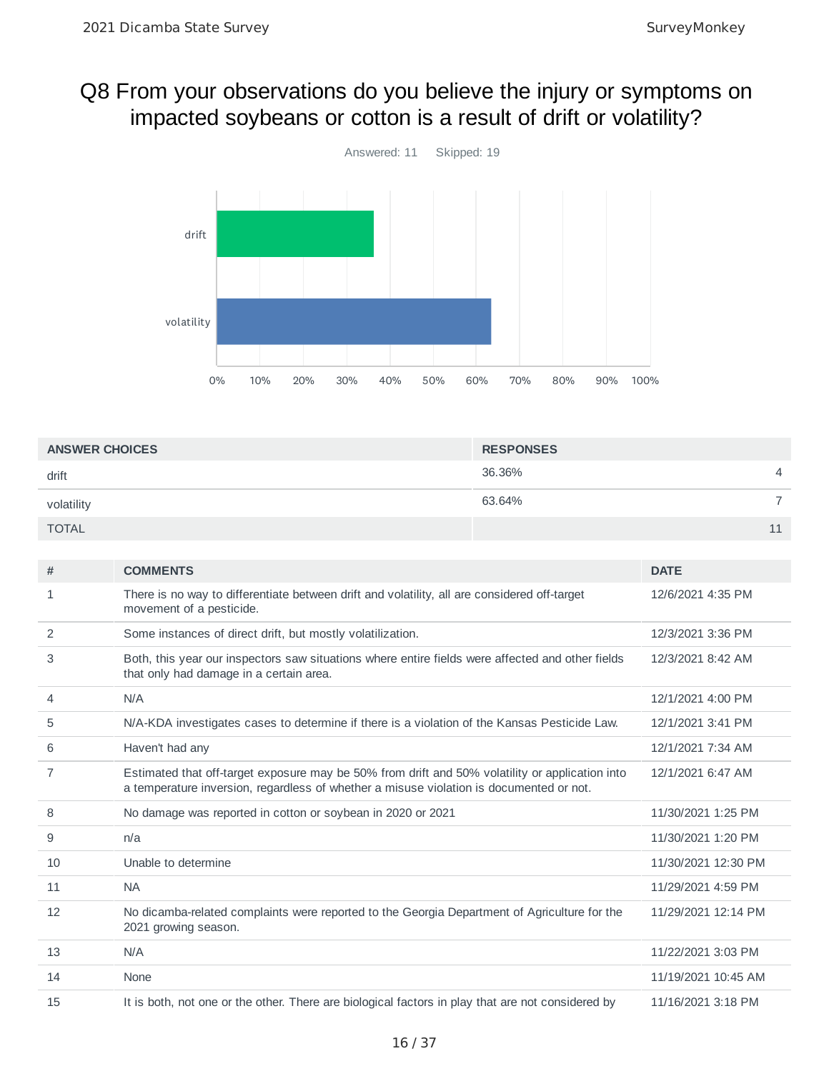## Q8 From your observations do you believe the injury or symptoms on impacted soybeans or cotton is a result of drift or volatility?

Answered: 11 Skipped: 19

| ANSWER CHOICES | RESPONSES | |
|---|---|---|
| drift | 36.36% | 4 |
| volatility | 63.64% | 7 |
| TOTAL | | 11 |

| # | COMMENTS | DATE |
|---|---|---|
| 1 | There is no way to differentiate between drift and volatility, all are considered off-target movement of a pesticide. | 12/6/2021 4:35 PM |
| 2 | Some instances of direct drift, but mostly volatilization. | 12/3/2021 3:36 PM |
| 3 | Both, this year our inspectors saw situations where entire fields were affected and other fields that only had damage in a certain area. | 12/3/2021 8:42 AM |
| 4 | N/A | 12/1/2021 4:00 PM |
| 5 | N/A-KDA investigates cases to determine if there is a violation of the Kansas Pesticide Law. | 12/1/2021 3:41 PM |
| 6 | Haven't had any | 12/1/2021 7:34 AM |
| 7 | Estimated that off-target exposure may be 50% from drift and 50% volatility or application into a temperature inversion, regardless of whether a misuse violation is documented or not. | 12/1/2021 6:47 AM |
| 8 | No damage was reported in cotton or soybean in 2020 or 2021 | 11/30/2021 1:25 PM |
| 9 | n/a | 11/30/2021 1:20 PM |
| 10 | Unable to determine | 11/30/2021 12:30 PM |
| 11 | NA | 11/29/2021 4:59 PM |
| 12 | No dicamba-related complaints were reported to the Georgia Department of Agriculture for the 2021 growing season. | 11/29/2021 12:14 PM |
| 13 | N/A | 11/22/2021 3:03 PM |
| 14 | None | 11/19/2021 10:45 AM |
| 15 | It is both, not one or the other. There are biological factors in play that are not considered by | 11/16/2021 3:18 PM |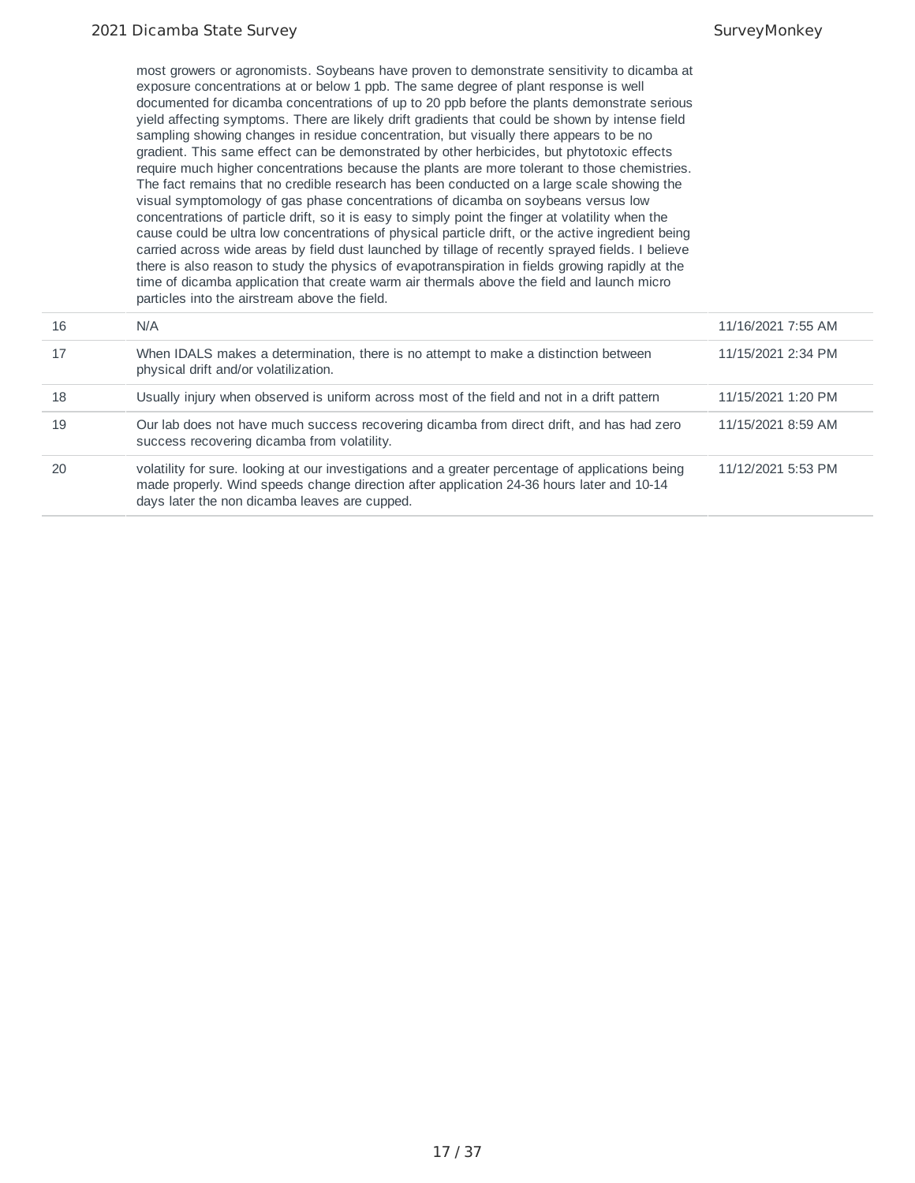| | | |
|---|---|---|
| | most growers or agronomists. Soybeans have proven to demonstrate sensitivity to dicamba at exposure concentrations at or below 1 ppb. The same degree of plant response is well documented for dicamba concentrations of up to 20 ppb before the plants demonstrate serious yield affecting symptoms. There are likely drift gradients that could be shown by intense field sampling showing changes in residue concentration, but visually there appears to be no gradient. This same effect can be demonstrated by other herbicides, but phytotoxic effects require much higher concentrations because the plants are more tolerant to those chemistries. The fact remains that no credible research has been conducted on a large scale showing the visual symptomology of gas phase concentrations of dicamba on soybeans versus low concentrations of particle drift, so it is easy to simply point the finger at volatility when the cause could be ultra low concentrations of physical particle drift, or the active ingredient being carried across wide areas by field dust launched by tillage of recently sprayed fields. I believe there is also reason to study the physics of evapotranspiration in fields growing rapidly at the time of dicamba application that create warm air thermals above the field and launch micro particles into the airstream above the field. | |
| 16 | N/A | 11/16/2021 7:55 AM |
| 17 | When IDALS makes a determination, there is no attempt to make a distinction between physical drift and/or volatilization. | 11/15/2021 2:34 PM |
| 18 | Usually injury when observed is uniform across most of the field and not in a drift pattern | 11/15/2021 1:20 PM |
| 19 | Our lab does not have much success recovering dicamba from direct drift, and has had zero success recovering dicamba from volatility. | 11/15/2021 8:59 AM |
| 20 | volatility for sure. looking at our investigations and a greater percentage of applications being made properly. Wind speeds change direction after application 24-36 hours later and 10-14 days later the non dicamba leaves are cupped. | 11/12/2021 5:53 PM |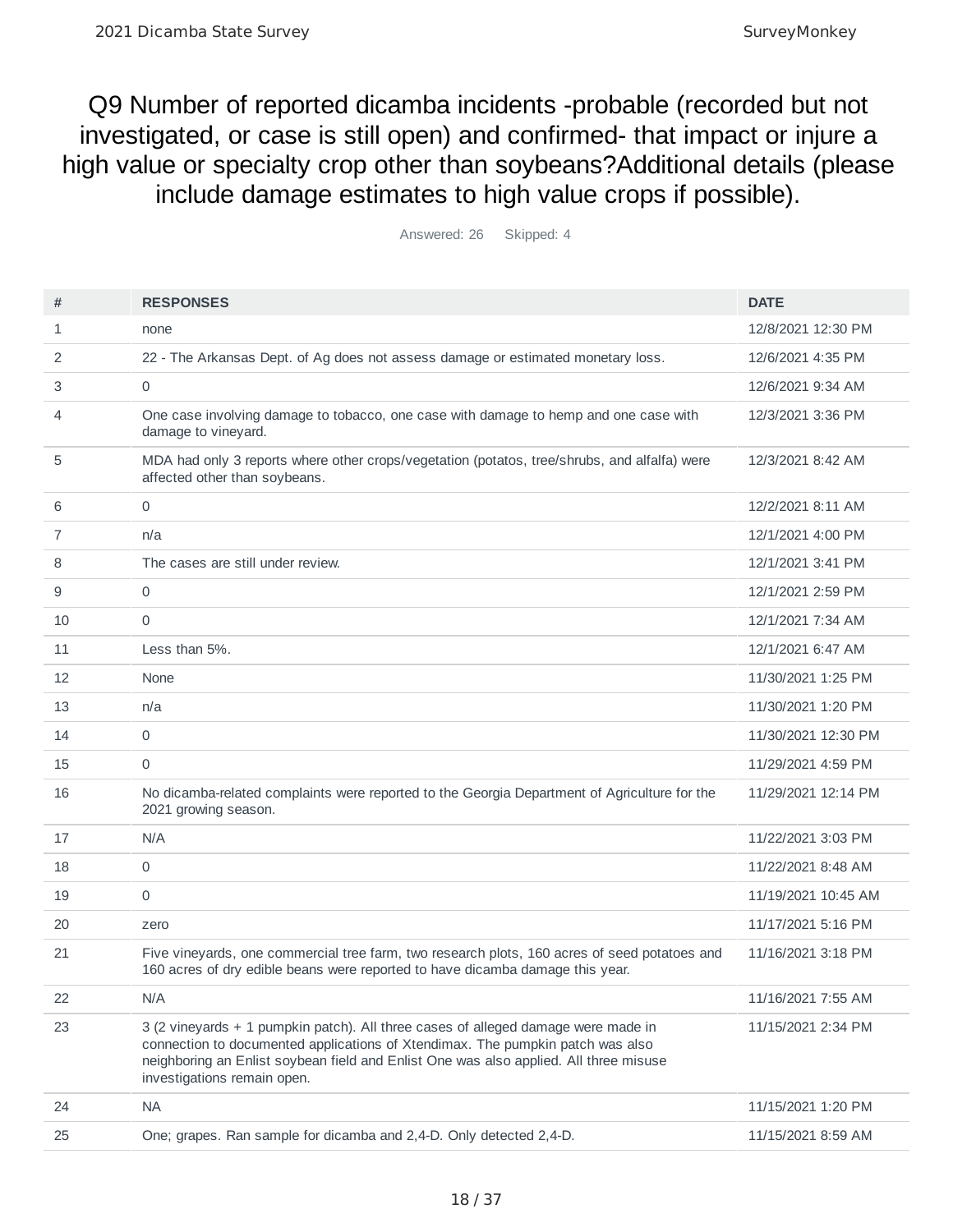# Q9 Number of reported dicamba incidents -probable (recorded but not investigated, or case is still open) and confirmed- that impact or injure a high value or specialty crop other than soybeans?Additional details (please include damage estimates to high value crops if possible).

Answered: 26 Skipped: 4

| # | RESPONSES | DATE |
|---|---|---|
| 1 | none | 12/8/2021 12:30 PM |
| 2 | 22 - The Arkansas Dept. of Ag does not assess damage or estimated monetary loss. | 12/6/2021 4:35 PM |
| 3 | 0 | 12/6/2021 9:34 AM |
| 4 | One case involving damage to tobacco, one case with damage to hemp and one case with damage to vineyard. | 12/3/2021 3:36 PM |
| 5 | MDA had only 3 reports where other crops/vegetation (potatos, tree/shrubs, and alfalfa) were affected other than soybeans. | 12/3/2021 8:42 AM |
| 6 | 0 | 12/2/2021 8:11 AM |
| 7 | n/a | 12/1/2021 4:00 PM |
| 8 | The cases are still under review. | 12/1/2021 3:41 PM |
| 9 | 0 | 12/1/2021 2:59 PM |
| 10 | 0 | 12/1/2021 7:34 AM |
| 11 | Less than 5%. | 12/1/2021 6:47 AM |
| 12 | None | 11/30/2021 1:25 PM |
| 13 | n/a | 11/30/2021 1:20 PM |
| 14 | 0 | 11/30/2021 12:30 PM |
| 15 | 0 | 11/29/2021 4:59 PM |
| 16 | No dicamba-related complaints were reported to the Georgia Department of Agriculture for the 2021 growing season. | 11/29/2021 12:14 PM |
| 17 | N/A | 11/22/2021 3:03 PM |
| 18 | 0 | 11/22/2021 8:48 AM |
| 19 | 0 | 11/19/2021 10:45 AM |
| 20 | zero | 11/17/2021 5:16 PM |
| 21 | Five vineyards, one commercial tree farm, two research plots, 160 acres of seed potatoes and 160 acres of dry edible beans were reported to have dicamba damage this year. | 11/16/2021 3:18 PM |
| 22 | N/A | 11/16/2021 7:55 AM |
| 23 | 3 (2 vineyards + 1 pumpkin patch). All three cases of alleged damage were made in connection to documented applications of Xtendimax. The pumpkin patch was also neighboring an Enlist soybean field and Enlist One was also applied. All three misuse investigations remain open. | 11/15/2021 2:34 PM |
| 24 | NA | 11/15/2021 1:20 PM |
| 25 | One; grapes. Ran sample for dicamba and 2,4-D. Only detected 2,4-D. | 11/15/2021 8:59 AM |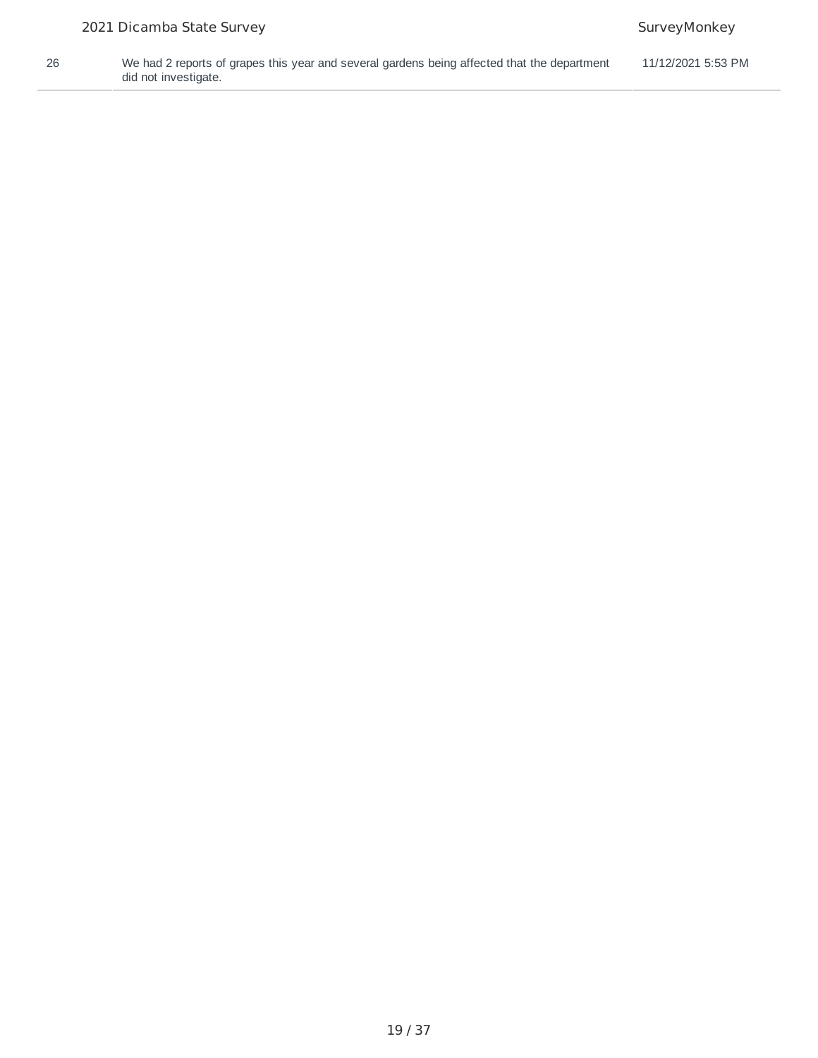| 26 | We had 2 reports of grapes this year and several gardens being affected that the department did not investigate. | 11/12/2021 5:53 PM |
|---|---|---|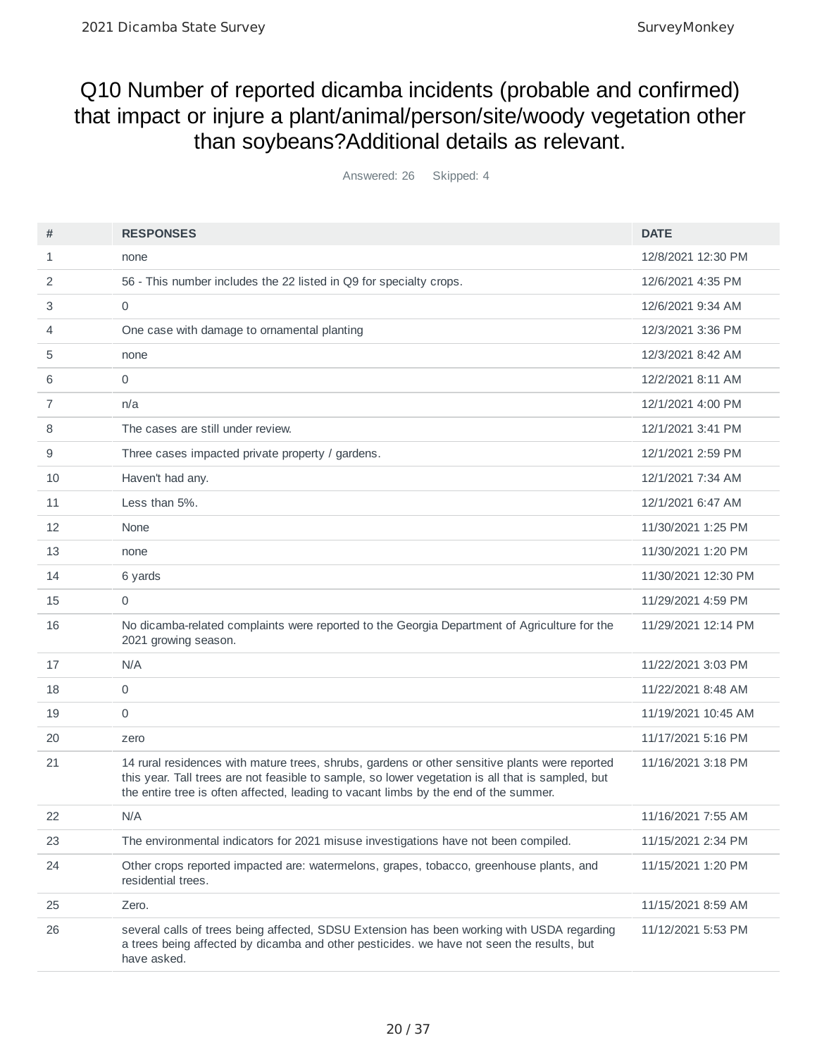# Q10 Number of reported dicamba incidents (probable and confirmed) that impact or injure a plant/animal/person/site/woody vegetation other than soybeans?Additional details as relevant.

Answered: 26 Skipped: 4

| # | RESPONSES | DATE |
|---|---|---|
| 1 | none | 12/8/2021 12:30 PM |
| 2 | 56 - This number includes the 22 listed in Q9 for specialty crops. | 12/6/2021 4:35 PM |
| 3 | 0 | 12/6/2021 9:34 AM |
| 4 | One case with damage to ornamental planting | 12/3/2021 3:36 PM |
| 5 | none | 12/3/2021 8:42 AM |
| 6 | 0 | 12/2/2021 8:11 AM |
| 7 | n/a | 12/1/2021 4:00 PM |
| 8 | The cases are still under review. | 12/1/2021 3:41 PM |
| 9 | Three cases impacted private property / gardens. | 12/1/2021 2:59 PM |
| 10 | Haven't had any. | 12/1/2021 7:34 AM |
| 11 | Less than 5%. | 12/1/2021 6:47 AM |
| 12 | None | 11/30/2021 1:25 PM |
| 13 | none | 11/30/2021 1:20 PM |
| 14 | 6 yards | 11/30/2021 12:30 PM |
| 15 | 0 | 11/29/2021 4:59 PM |
| 16 | No dicamba-related complaints were reported to the Georgia Department of Agriculture for the 2021 growing season. | 11/29/2021 12:14 PM |
| 17 | N/A | 11/22/2021 3:03 PM |
| 18 | 0 | 11/22/2021 8:48 AM |
| 19 | 0 | 11/19/2021 10:45 AM |
| 20 | zero | 11/17/2021 5:16 PM |
| 21 | 14 rural residences with mature trees, shrubs, gardens or other sensitive plants were reported this year. Tall trees are not feasible to sample, so lower vegetation is all that is sampled, but the entire tree is often affected, leading to vacant limbs by the end of the summer. | 11/16/2021 3:18 PM |
| 22 | N/A | 11/16/2021 7:55 AM |
| 23 | The environmental indicators for 2021 misuse investigations have not been compiled. | 11/15/2021 2:34 PM |
| 24 | Other crops reported impacted are: watermelons, grapes, tobacco, greenhouse plants, and residential trees. | 11/15/2021 1:20 PM |
| 25 | Zero. | 11/15/2021 8:59 AM |
| 26 | several calls of trees being affected, SDSU Extension has been working with USDA regarding a trees being affected by dicamba and other pesticides. we have not seen the results, but have asked. | 11/12/2021 5:53 PM |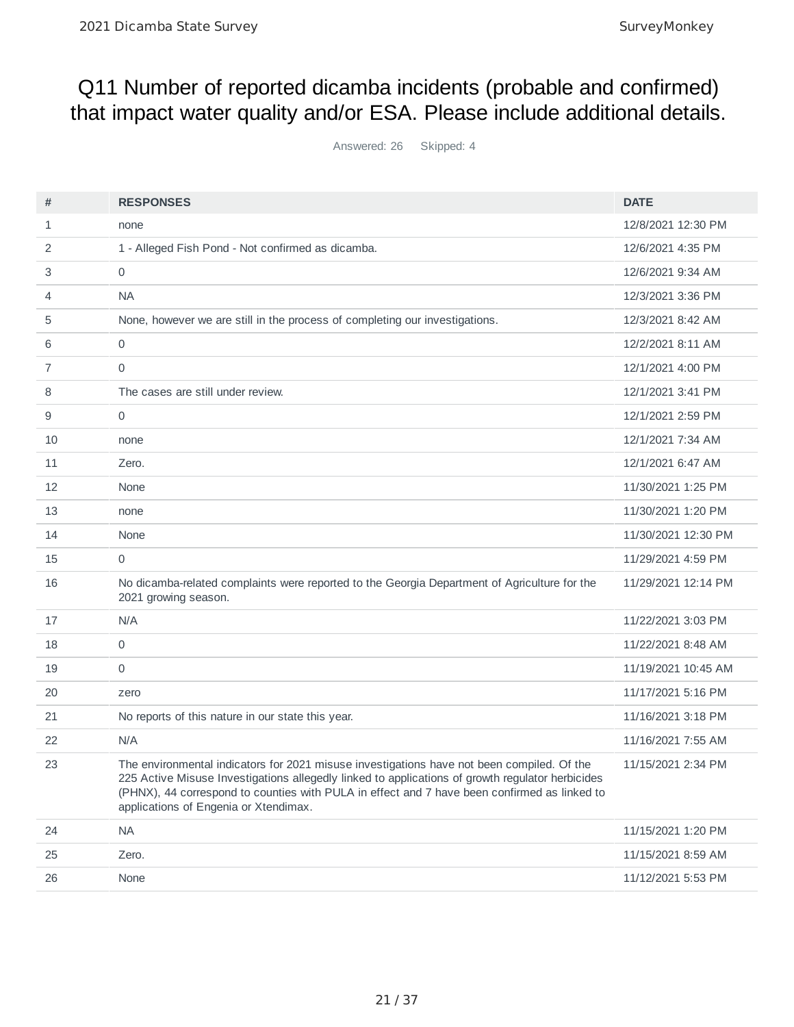# Q11 Number of reported dicamba incidents (probable and confirmed) that impact water quality and/or ESA. Please include additional details.

Answered: 26 Skipped: 4

| # | RESPONSES | DATE |
|---|---|---|
| 1 | none | 12/8/2021 12:30 PM |
| 2 | 1 - Alleged Fish Pond - Not confirmed as dicamba. | 12/6/2021 4:35 PM |
| 3 | 0 | 12/6/2021 9:34 AM |
| 4 | NA | 12/3/2021 3:36 PM |
| 5 | None, however we are still in the process of completing our investigations. | 12/3/2021 8:42 AM |
| 6 | 0 | 12/2/2021 8:11 AM |
| 7 | 0 | 12/1/2021 4:00 PM |
| 8 | The cases are still under review. | 12/1/2021 3:41 PM |
| 9 | 0 | 12/1/2021 2:59 PM |
| 10 | none | 12/1/2021 7:34 AM |
| 11 | Zero. | 12/1/2021 6:47 AM |
| 12 | None | 11/30/2021 1:25 PM |
| 13 | none | 11/30/2021 1:20 PM |
| 14 | None | 11/30/2021 12:30 PM |
| 15 | 0 | 11/29/2021 4:59 PM |
| 16 | No dicamba-related complaints were reported to the Georgia Department of Agriculture for the 2021 growing season. | 11/29/2021 12:14 PM |
| 17 | N/A | 11/22/2021 3:03 PM |
| 18 | 0 | 11/22/2021 8:48 AM |
| 19 | 0 | 11/19/2021 10:45 AM |
| 20 | zero | 11/17/2021 5:16 PM |
| 21 | No reports of this nature in our state this year. | 11/16/2021 3:18 PM |
| 22 | N/A | 11/16/2021 7:55 AM |
| 23 | The environmental indicators for 2021 misuse investigations have not been compiled. Of the 225 Active Misuse Investigations allegedly linked to applications of growth regulator herbicides (PHNX), 44 correspond to counties with PULA in effect and 7 have been confirmed as linked to applications of Engenia or Xtendimax. | 11/15/2021 2:34 PM |
| 24 | NA | 11/15/2021 1:20 PM |
| 25 | Zero. | 11/15/2021 8:59 AM |
| 26 | None | 11/12/2021 5:53 PM |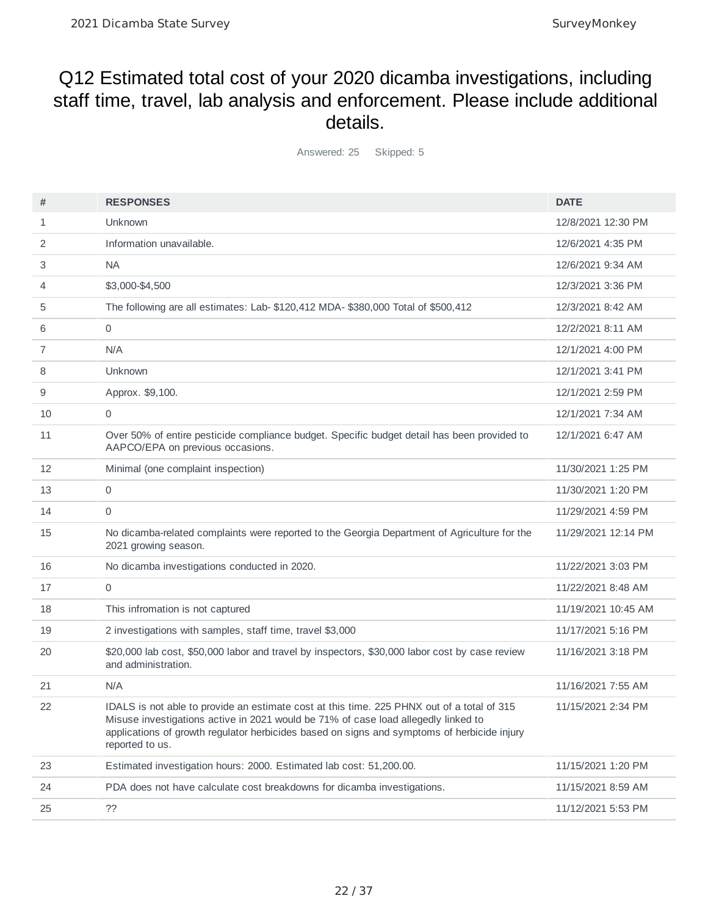# Q12 Estimated total cost of your 2020 dicamba investigations, including staff time, travel, lab analysis and enforcement. Please include additional details.

Answered: 25 Skipped: 5

| # | RESPONSES | DATE |
|---|---|---|
| 1 | Unknown | 12/8/2021 12:30 PM |
| 2 | Information unavailable. | 12/6/2021 4:35 PM |
| 3 | NA | 12/6/2021 9:34 AM |
| 4 | $3,000-$4,500 | 12/3/2021 3:36 PM |
| 5 | The following are all estimates: Lab- $120,412 MDA- $380,000 Total of $500,412 | 12/3/2021 8:42 AM |
| 6 | 0 | 12/2/2021 8:11 AM |
| 7 | N/A | 12/1/2021 4:00 PM |
| 8 | Unknown | 12/1/2021 3:41 PM |
| 9 | Approx. $9,100. | 12/1/2021 2:59 PM |
| 10 | 0 | 12/1/2021 7:34 AM |
| 11 | Over 50% of entire pesticide compliance budget. Specific budget detail has been provided to AAPCO/EPA on previous occasions. | 12/1/2021 6:47 AM |
| 12 | Minimal (one complaint inspection) | 11/30/2021 1:25 PM |
| 13 | 0 | 11/30/2021 1:20 PM |
| 14 | 0 | 11/29/2021 4:59 PM |
| 15 | No dicamba-related complaints were reported to the Georgia Department of Agriculture for the 2021 growing season. | 11/29/2021 12:14 PM |
| 16 | No dicamba investigations conducted in 2020. | 11/22/2021 3:03 PM |
| 17 | 0 | 11/22/2021 8:48 AM |
| 18 | This infromation is not captured | 11/19/2021 10:45 AM |
| 19 | 2 investigations with samples, staff time, travel $3,000 | 11/17/2021 5:16 PM |
| 20 | $20,000 lab cost, $50,000 labor and travel by inspectors, $30,000 labor cost by case review and administration. | 11/16/2021 3:18 PM |
| 21 | N/A | 11/16/2021 7:55 AM |
| 22 | IDALS is not able to provide an estimate cost at this time. 225 PHNX out of a total of 315 Misuse investigations active in 2021 would be 71% of case load allegedly linked to applications of growth regulator herbicides based on signs and symptoms of herbicide injury reported to us. | 11/15/2021 2:34 PM |
| 23 | Estimated investigation hours: 2000. Estimated lab cost: 51,200.00. | 11/15/2021 1:20 PM |
| 24 | PDA does not have calculate cost breakdowns for dicamba investigations. | 11/15/2021 8:59 AM |
| 25 | ?? | 11/12/2021 5:53 PM |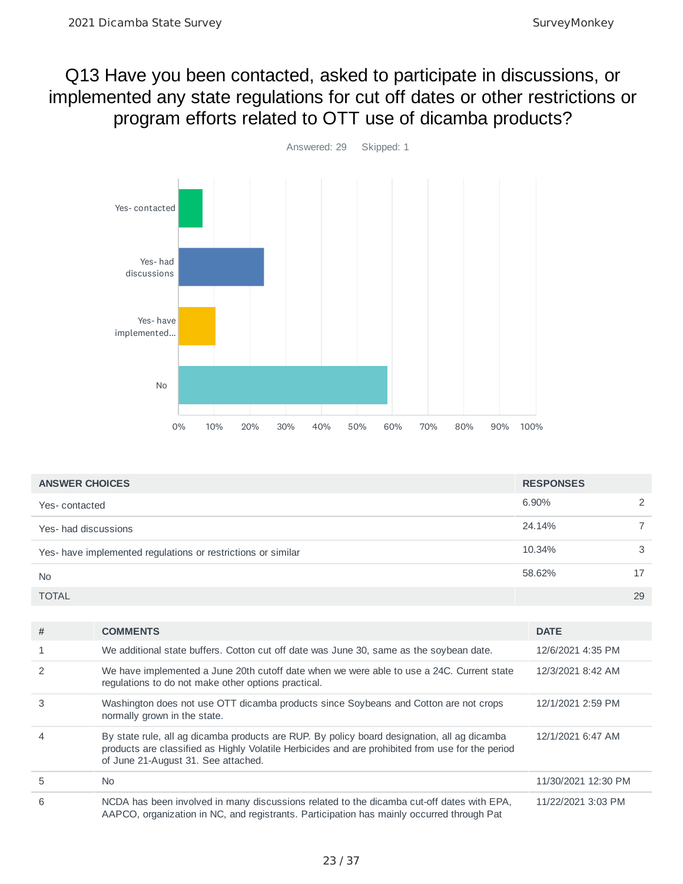# Q13 Have you been contacted, asked to participate in discussions, or implemented any state regulations for cut off dates or other restrictions or program efforts related to OTT use of dicamba products?

Answered: 29 Skipped: 1

| ANSWER CHOICES | RESPONSES | |
|---|---|---|
| Yes- contacted | 6.90% | 2 |
| Yes- had discussions | 24.14% | 7 |
| Yes- have implemented regulations or restrictions or similar | 10.34% | 3 |
| No | 58.62% | 17 |
| TOTAL | | 29 |

| # | COMMENTS | DATE |
|---|---|---|
| 1 | We additional state buffers. Cotton cut off date was June 30, same as the soybean date. | 12/6/2021 4:35 PM |
| 2 | We have implemented a June 20th cutoff date when we were able to use a 24C. Current state regulations to do not make other options practical. | 12/3/2021 8:42 AM |
| 3 | Washington does not use OTT dicamba products since Soybeans and Cotton are not crops normally grown in the state. | 12/1/2021 2:59 PM |
| 4 | By state rule, all ag dicamba products are RUP. By policy board designation, all ag dicamba products are classified as Highly Volatile Herbicides and are prohibited from use for the period of June 21-August 31. See attached. | 12/1/2021 6:47 AM |
| 5 | No | 11/30/2021 12:30 PM |
| 6 | NCDA has been involved in many discussions related to the dicamba cut-off dates with EPA, AAPCO, organization in NC, and registrants. Participation has mainly occurred through Pat | 11/22/2021 3:03 PM |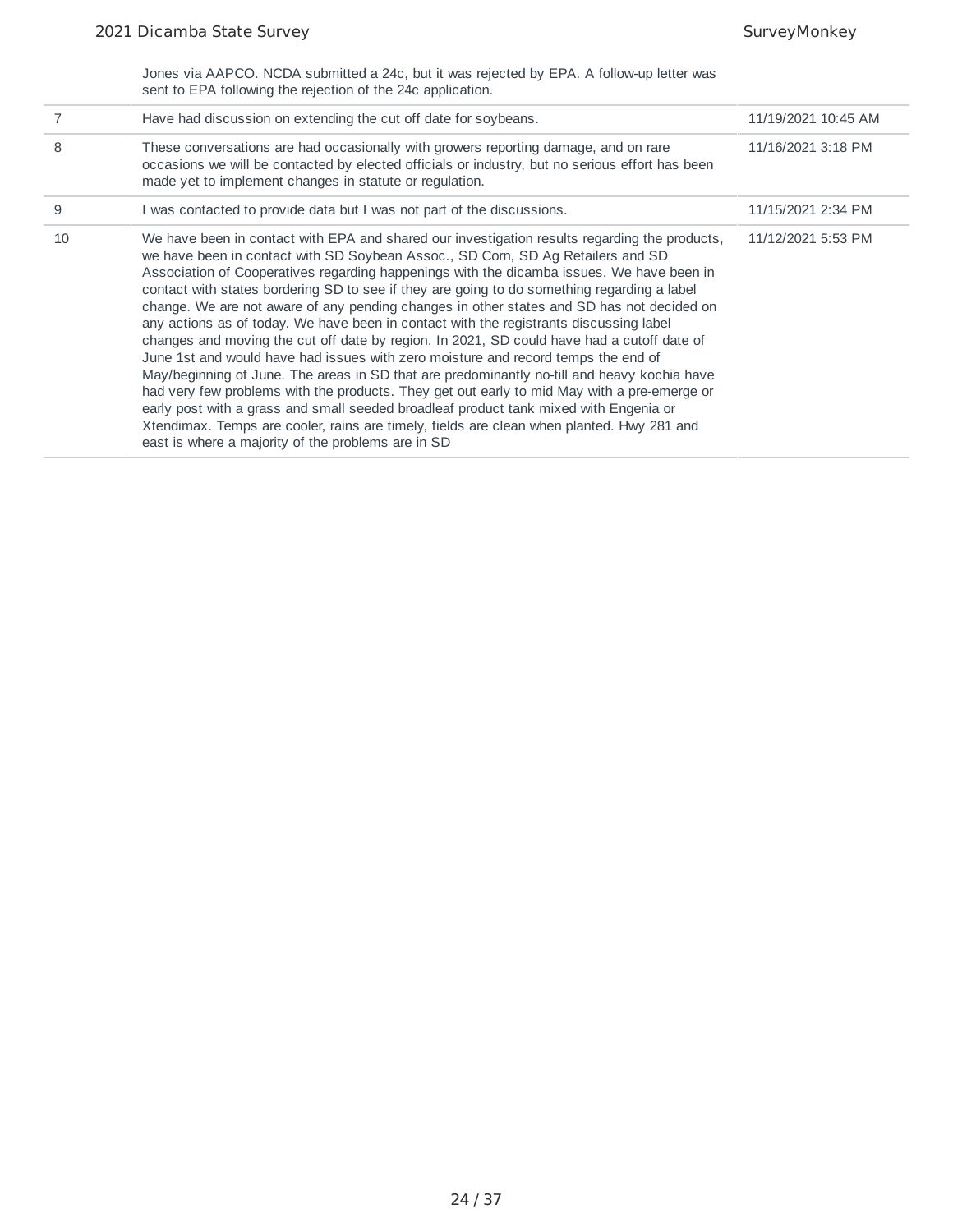| | | |
|---|---|---|
| | Jones via AAPCO. NCDA submitted a 24c, but it was rejected by EPA. A follow-up letter was sent to EPA following the rejection of the 24c application. | |
| 7 | Have had discussion on extending the cut off date for soybeans. | 11/19/2021 10:45 AM |
| 8 | These conversations are had occasionally with growers reporting damage, and on rare occasions we will be contacted by elected officials or industry, but no serious effort has been made yet to implement changes in statute or regulation. | 11/16/2021 3:18 PM |
| 9 | I was contacted to provide data but I was not part of the discussions. | 11/15/2021 2:34 PM |
| 10 | We have been in contact with EPA and shared our investigation results regarding the products, we have been in contact with SD Soybean Assoc., SD Corn, SD Ag Retailers and SD Association of Cooperatives regarding happenings with the dicamba issues. We have been in contact with states bordering SD to see if they are going to do something regarding a label change. We are not aware of any pending changes in other states and SD has not decided on any actions as of today. We have been in contact with the registrants discussing label changes and moving the cut off date by region. In 2021, SD could have had a cutoff date of June 1st and would have had issues with zero moisture and record temps the end of May/beginning of June. The areas in SD that are predominantly no-till and heavy kochia have had very few problems with the products. They get out early to mid May with a pre-emerge or early post with a grass and small seeded broadleaf product tank mixed with Engenia or Xtendimax. Temps are cooler, rains are timely, fields are clean when planted. Hwy 281 and east is where a majority of the problems are in SD | 11/12/2021 5:53 PM |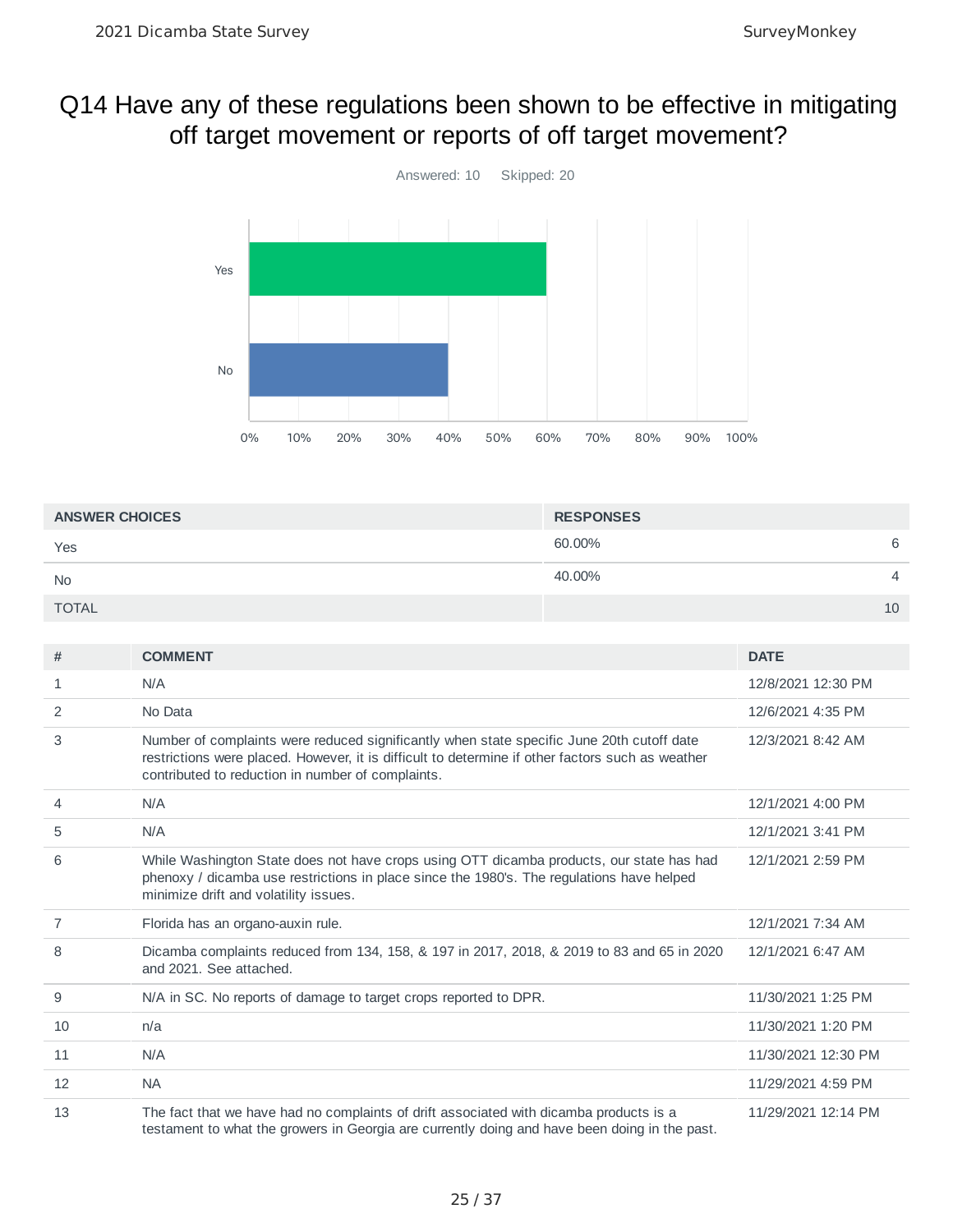# Q14 Have any of these regulations been shown to be effective in mitigating off target movement or reports of off target movement?

Answered: 10 Skipped: 20

| ANSWER CHOICES | RESPONSES | |
|---|---|---|
| Yes | 60.00% | 6 |
| No | 40.00% | 4 |
| TOTAL | | 10 |

| # | COMMENT | DATE |
|---|---|---|
| 1 | N/A | 12/8/2021 12:30 PM |
| 2 | No Data | 12/6/2021 4:35 PM |
| 3 | Number of complaints were reduced significantly when state specific June 20th cutoff date restrictions were placed. However, it is difficult to determine if other factors such as weather contributed to reduction in number of complaints. | 12/3/2021 8:42 AM |
| 4 | N/A | 12/1/2021 4:00 PM |
| 5 | N/A | 12/1/2021 3:41 PM |
| 6 | While Washington State does not have crops using OTT dicamba products, our state has had phenoxy / dicamba use restrictions in place since the 1980's. The regulations have helped minimize drift and volatility issues. | 12/1/2021 2:59 PM |
| 7 | Florida has an organo-auxin rule. | 12/1/2021 7:34 AM |
| 8 | Dicamba complaints reduced from 134, 158, & 197 in 2017, 2018, & 2019 to 83 and 65 in 2020 and 2021. See attached. | 12/1/2021 6:47 AM |
| 9 | N/A in SC. No reports of damage to target crops reported to DPR. | 11/30/2021 1:25 PM |
| 10 | n/a | 11/30/2021 1:20 PM |
| 11 | N/A | 11/30/2021 12:30 PM |
| 12 | NA | 11/29/2021 4:59 PM |
| 13 | The fact that we have had no complaints of drift associated with dicamba products is a testament to what the growers in Georgia are currently doing and have been doing in the past. | 11/29/2021 12:14 PM |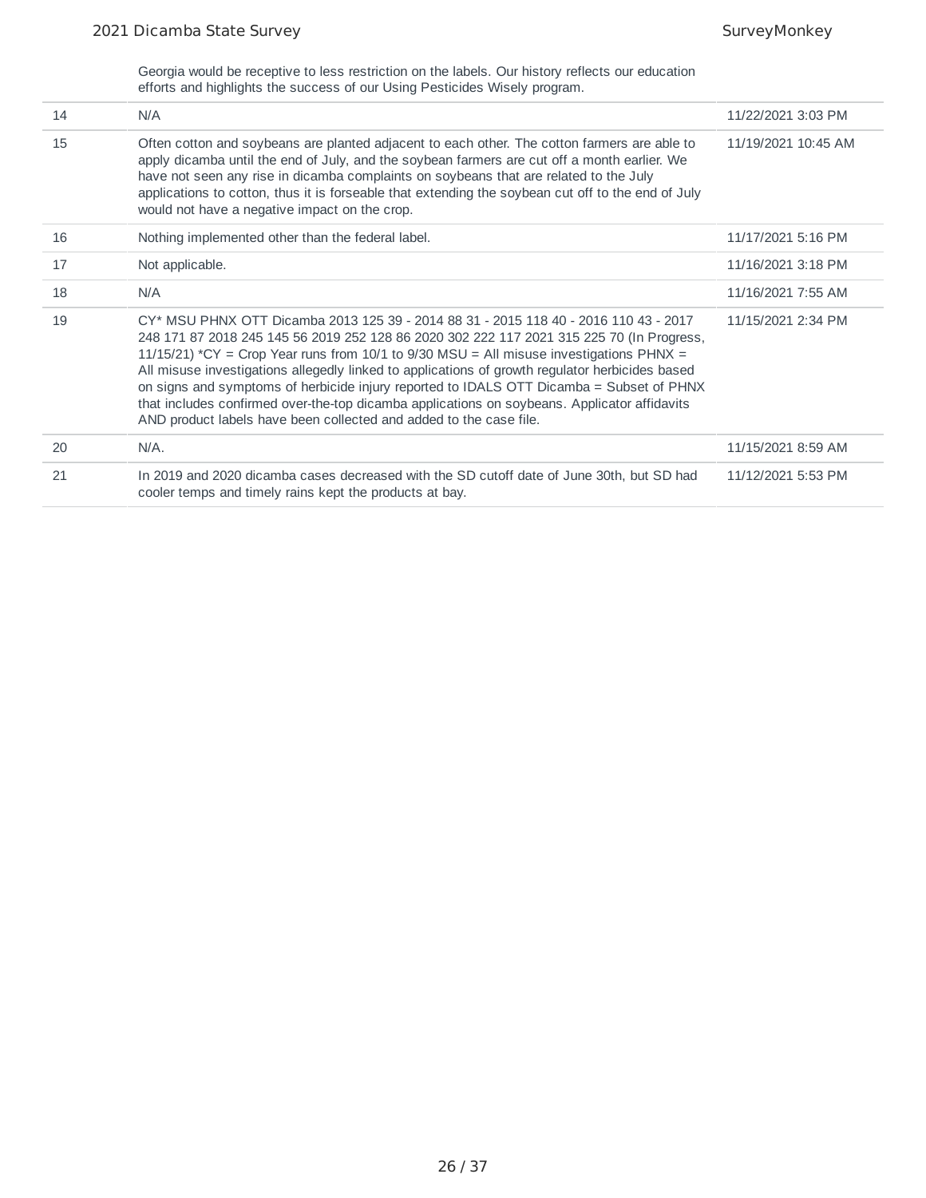| | | |
|---|---|---|
| | Georgia would be receptive to less restriction on the labels. Our history reflects our education efforts and highlights the success of our Using Pesticides Wisely program. | |
| 14 | N/A | 11/22/2021 3:03 PM |
| 15 | Often cotton and soybeans are planted adjacent to each other. The cotton farmers are able to apply dicamba until the end of July, and the soybean farmers are cut off a month earlier. We have not seen any rise in dicamba complaints on soybeans that are related to the July applications to cotton, thus it is forseeable that extending the soybean cut off to the end of July would not have a negative impact on the crop. | 11/19/2021 10:45 AM |
| 16 | Nothing implemented other than the federal label. | 11/17/2021 5:16 PM |
| 17 | Not applicable. | 11/16/2021 3:18 PM |
| 18 | N/A | 11/16/2021 7:55 AM |
| 19 | CY* MSU PHNX OTT Dicamba 2013 125 39 - 2014 88 31 - 2015 118 40 - 2016 110 43 - 2017 248 171 87 2018 245 145 56 2019 252 128 86 2020 302 222 117 2021 315 225 70 (In Progress, 11/15/21) *CY = Crop Year runs from 10/1 to 9/30 MSU = All misuse investigations PHNX = All misuse investigations allegedly linked to applications of growth regulator herbicides based on signs and symptoms of herbicide injury reported to IDALS OTT Dicamba = Subset of PHNX that includes confirmed over-the-top dicamba applications on soybeans. Applicator affidavits AND product labels have been collected and added to the case file. | 11/15/2021 2:34 PM |
| 20 | N/A. | 11/15/2021 8:59 AM |
| 21 | In 2019 and 2020 dicamba cases decreased with the SD cutoff date of June 30th, but SD had cooler temps and timely rains kept the products at bay. | 11/12/2021 5:53 PM |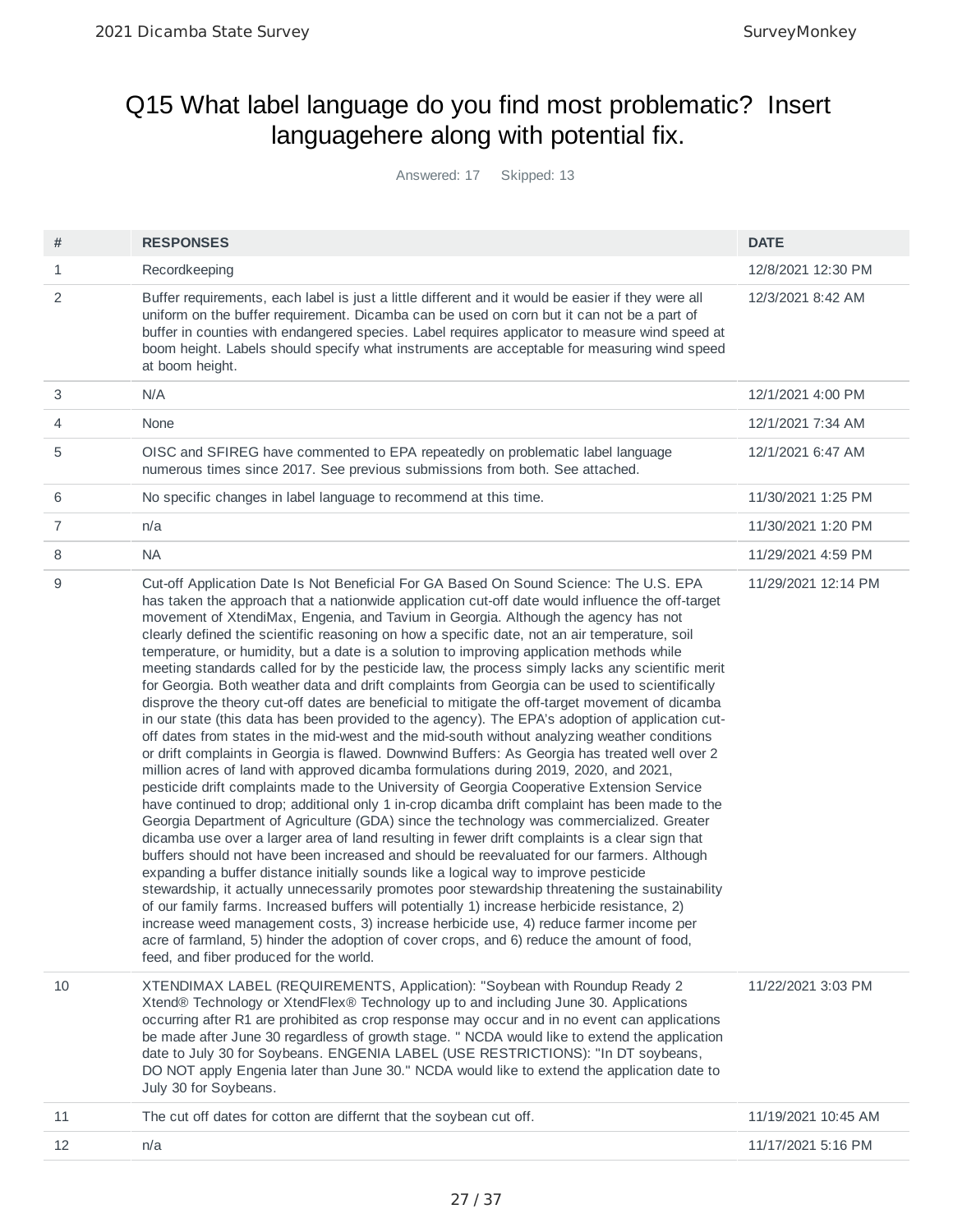# Q15 What label language do you find most problematic? Insert languagehere along with potential fix.

Answered: 17 Skipped: 13

| # | RESPONSES | DATE |
|---|---|---|
| 1 | Recordkeeping | 12/8/2021 12:30 PM |
| 2 | Buffer requirements, each label is just a little different and it would be easier if they were all uniform on the buffer requirement. Dicamba can be used on corn but it can not be a part of buffer in counties with endangered species. Label requires applicator to measure wind speed at boom height. Labels should specify what instruments are acceptable for measuring wind speed at boom height. | 12/3/2021 8:42 AM |
| 3 | N/A | 12/1/2021 4:00 PM |
| 4 | None | 12/1/2021 7:34 AM |
| 5 | OISC and SFIREG have commented to EPA repeatedly on problematic label language numerous times since 2017. See previous submissions from both. See attached. | 12/1/2021 6:47 AM |
| 6 | No specific changes in label language to recommend at this time. | 11/30/2021 1:25 PM |
| 7 | n/a | 11/30/2021 1:20 PM |
| 8 | NA | 11/29/2021 4:59 PM |
| 9 | Cut-off Application Date Is Not Beneficial For GA Based On Sound Science: The U.S. EPA has taken the approach that a nationwide application cut-off date would influence the off-target movement of XtendiMax, Engenia, and Tavium in Georgia. Although the agency has not clearly defined the scientific reasoning on how a specific date, not an air temperature, soil temperature, or humidity, but a date is a solution to improving application methods while meeting standards called for by the pesticide law, the process simply lacks any scientific merit for Georgia. Both weather data and drift complaints from Georgia can be used to scientifically disprove the theory cut-off dates are beneficial to mitigate the off-target movement of dicamba in our state (this data has been provided to the agency). The EPA's adoption of application cut-off dates from states in the mid-west and the mid-south without analyzing weather conditions or drift complaints in Georgia is flawed. Downwind Buffers: As Georgia has treated well over 2 million acres of land with approved dicamba formulations during 2019, 2020, and 2021, pesticide drift complaints made to the University of Georgia Cooperative Extension Service have continued to drop; additional only 1 in-crop dicamba drift complaint has been made to the Georgia Department of Agriculture (GDA) since the technology was commercialized. Greater dicamba use over a larger area of land resulting in fewer drift complaints is a clear sign that buffers should not have been increased and should be reevaluated for our farmers. Although expanding a buffer distance initially sounds like a logical way to improve pesticide stewardship, it actually unnecessarily promotes poor stewardship threatening the sustainability of our family farms. Increased buffers will potentially 1) increase herbicide resistance, 2) increase weed management costs, 3) increase herbicide use, 4) reduce farmer income per acre of farmland, 5) hinder the adoption of cover crops, and 6) reduce the amount of food, feed, and fiber produced for the world. | 11/29/2021 12:14 PM |
| 10 | XTENDIMAX LABEL (REQUIREMENTS, Application): "Soybean with Roundup Ready 2 Xtend® Technology or XtendFlex® Technology up to and including June 30. Applications occurring after R1 are prohibited as crop response may occur and in no event can applications be made after June 30 regardless of growth stage. " NCDA would like to extend the application date to July 30 for Soybeans. ENGENIA LABEL (USE RESTRICTIONS): "In DT soybeans, DO NOT apply Engenia later than June 30." NCDA would like to extend the application date to July 30 for Soybeans. | 11/22/2021 3:03 PM |
| 11 | The cut off dates for cotton are differnt that the soybean cut off. | 11/19/2021 10:45 AM |
| 12 | n/a | 11/17/2021 5:16 PM |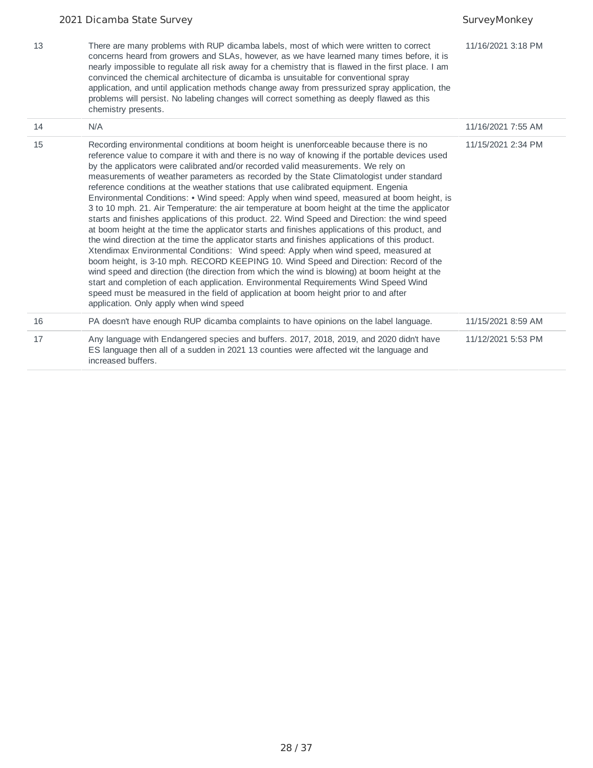| | | |
|---|---|---|
| 13 | There are many problems with RUP dicamba labels, most of which were written to correct concerns heard from growers and SLAs, however, as we have learned many times before, it is nearly impossible to regulate all risk away for a chemistry that is flawed in the first place. I am convinced the chemical architecture of dicamba is unsuitable for conventional spray application, and until application methods change away from pressurized spray application, the problems will persist. No labeling changes will correct something as deeply flawed as this chemistry presents. | 11/16/2021 3:18 PM |
| 14 | N/A | 11/16/2021 7:55 AM |
| 15 | Recording environmental conditions at boom height is unenforceable because there is no reference value to compare it with and there is no way of knowing if the portable devices used by the applicators were calibrated and/or recorded valid measurements. We rely on measurements of weather parameters as recorded by the State Climatologist under standard reference conditions at the weather stations that use calibrated equipment. Engenia Environmental Conditions: • Wind speed: Apply when wind speed, measured at boom height, is 3 to 10 mph. 21. Air Temperature: the air temperature at boom height at the time the applicator starts and finishes applications of this product. 22. Wind Speed and Direction: the wind speed at boom height at the time the applicator starts and finishes applications of this product, and the wind direction at the time the applicator starts and finishes applications of this product. Xtendimax Environmental Conditions: Wind speed: Apply when wind speed, measured at boom height, is 3-10 mph. RECORD KEEPING 10. Wind Speed and Direction: Record of the wind speed and direction (the direction from which the wind is blowing) at boom height at the start and completion of each application. Environmental Requirements Wind Speed Wind speed must be measured in the field of application at boom height prior to and after application. Only apply when wind speed | 11/15/2021 2:34 PM |
| 16 | PA doesn't have enough RUP dicamba complaints to have opinions on the label language. | 11/15/2021 8:59 AM |
| 17 | Any language with Endangered species and buffers. 2017, 2018, 2019, and 2020 didn't have ES language then all of a sudden in 2021 13 counties were affected wit the language and increased buffers. | 11/12/2021 5:53 PM |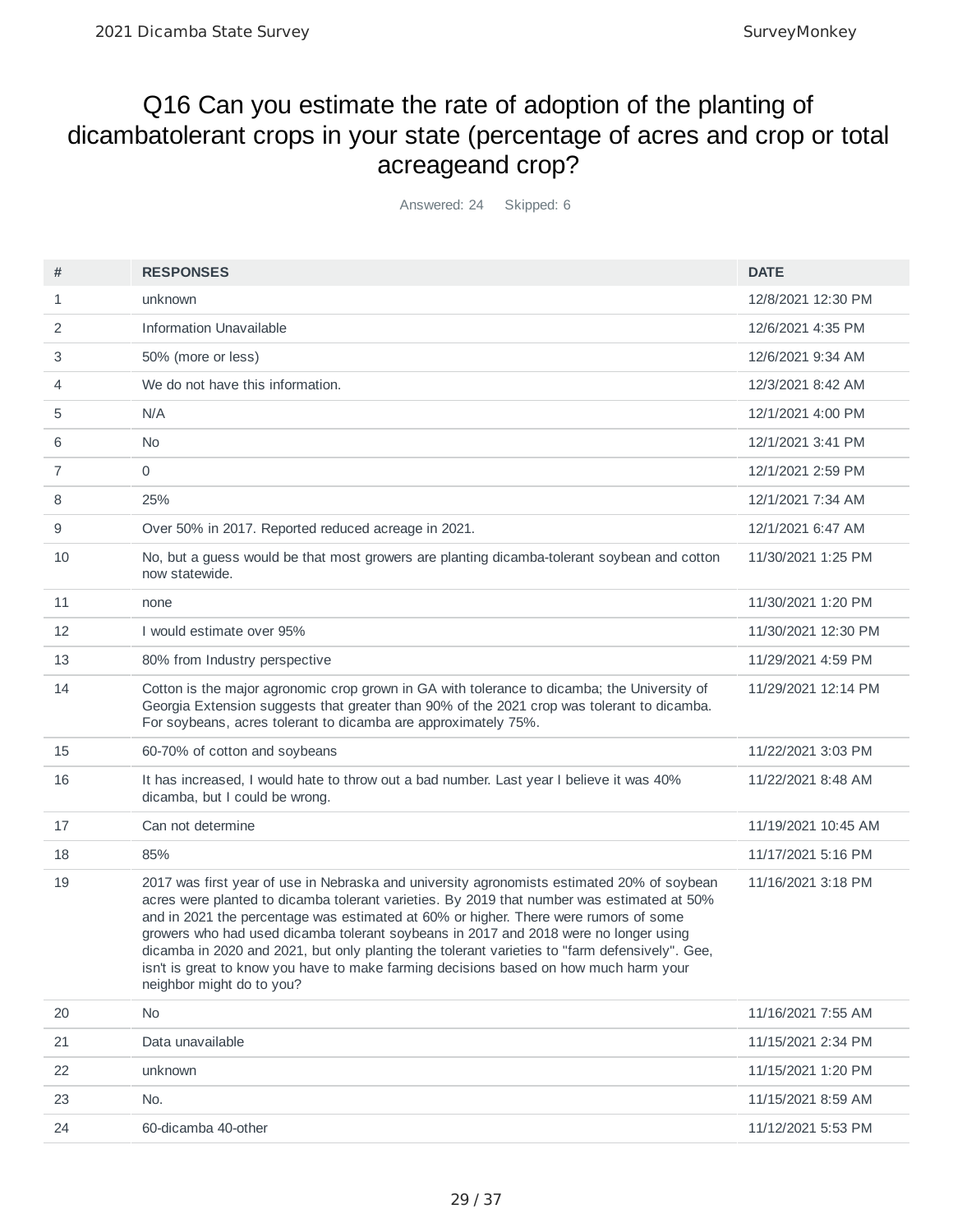# Q16 Can you estimate the rate of adoption of the planting of dicambatolerant crops in your state (percentage of acres and crop or total acreageand crop?

Answered: 24 Skipped: 6

| # | RESPONSES | DATE |
|---|---|---|
| 1 | unknown | 12/8/2021 12:30 PM |
| 2 | Information Unavailable | 12/6/2021 4:35 PM |
| 3 | 50% (more or less) | 12/6/2021 9:34 AM |
| 4 | We do not have this information. | 12/3/2021 8:42 AM |
| 5 | N/A | 12/1/2021 4:00 PM |
| 6 | No | 12/1/2021 3:41 PM |
| 7 | 0 | 12/1/2021 2:59 PM |
| 8 | 25% | 12/1/2021 7:34 AM |
| 9 | Over 50% in 2017. Reported reduced acreage in 2021. | 12/1/2021 6:47 AM |
| 10 | No, but a guess would be that most growers are planting dicamba-tolerant soybean and cotton now statewide. | 11/30/2021 1:25 PM |
| 11 | none | 11/30/2021 1:20 PM |
| 12 | I would estimate over 95% | 11/30/2021 12:30 PM |
| 13 | 80% from Industry perspective | 11/29/2021 4:59 PM |
| 14 | Cotton is the major agronomic crop grown in GA with tolerance to dicamba; the University of Georgia Extension suggests that greater than 90% of the 2021 crop was tolerant to dicamba. For soybeans, acres tolerant to dicamba are approximately 75%. | 11/29/2021 12:14 PM |
| 15 | 60-70% of cotton and soybeans | 11/22/2021 3:03 PM |
| 16 | It has increased, I would hate to throw out a bad number. Last year I believe it was 40% dicamba, but I could be wrong. | 11/22/2021 8:48 AM |
| 17 | Can not determine | 11/19/2021 10:45 AM |
| 18 | 85% | 11/17/2021 5:16 PM |
| 19 | 2017 was first year of use in Nebraska and university agronomists estimated 20% of soybean acres were planted to dicamba tolerant varieties. By 2019 that number was estimated at 50% and in 2021 the percentage was estimated at 60% or higher. There were rumors of some growers who had used dicamba tolerant soybeans in 2017 and 2018 were no longer using dicamba in 2020 and 2021, but only planting the tolerant varieties to "farm defensively". Gee, isn't is great to know you have to make farming decisions based on how much harm your neighbor might do to you? | 11/16/2021 3:18 PM |
| 20 | No | 11/16/2021 7:55 AM |
| 21 | Data unavailable | 11/15/2021 2:34 PM |
| 22 | unknown | 11/15/2021 1:20 PM |
| 23 | No. | 11/15/2021 8:59 AM |
| 24 | 60-dicamba 40-other | 11/12/2021 5:53 PM |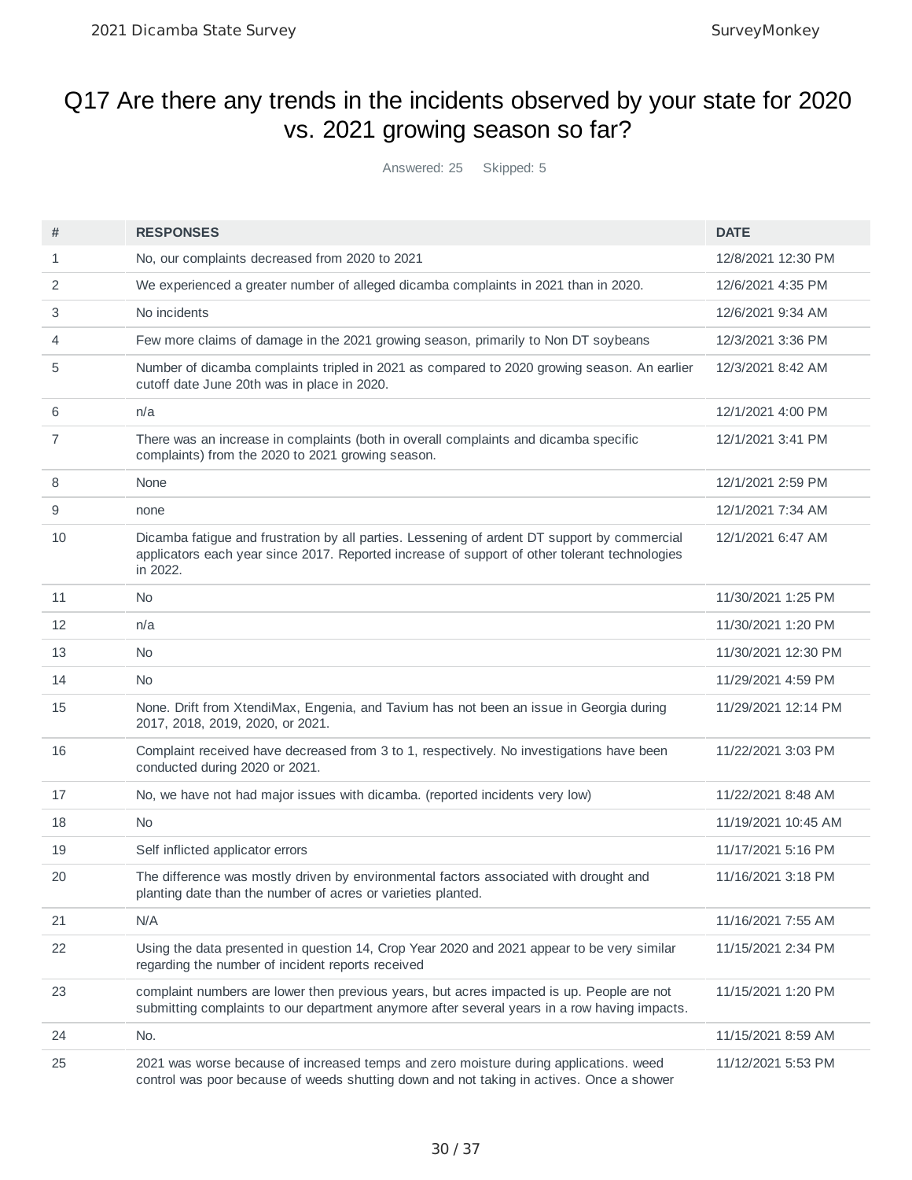# Q17 Are there any trends in the incidents observed by your state for 2020 vs. 2021 growing season so far?

Answered: 25 Skipped: 5

| # | RESPONSES | DATE |
|---|---|---|
| 1 | No, our complaints decreased from 2020 to 2021 | 12/8/2021 12:30 PM |
| 2 | We experienced a greater number of alleged dicamba complaints in 2021 than in 2020. | 12/6/2021 4:35 PM |
| 3 | No incidents | 12/6/2021 9:34 AM |
| 4 | Few more claims of damage in the 2021 growing season, primarily to Non DT soybeans | 12/3/2021 3:36 PM |
| 5 | Number of dicamba complaints tripled in 2021 as compared to 2020 growing season. An earlier cutoff date June 20th was in place in 2020. | 12/3/2021 8:42 AM |
| 6 | n/a | 12/1/2021 4:00 PM |
| 7 | There was an increase in complaints (both in overall complaints and dicamba specific complaints) from the 2020 to 2021 growing season. | 12/1/2021 3:41 PM |
| 8 | None | 12/1/2021 2:59 PM |
| 9 | none | 12/1/2021 7:34 AM |
| 10 | Dicamba fatigue and frustration by all parties. Lessening of ardent DT support by commercial applicators each year since 2017. Reported increase of support of other tolerant technologies in 2022. | 12/1/2021 6:47 AM |
| 11 | No | 11/30/2021 1:25 PM |
| 12 | n/a | 11/30/2021 1:20 PM |
| 13 | No | 11/30/2021 12:30 PM |
| 14 | No | 11/29/2021 4:59 PM |
| 15 | None. Drift from XtendiMax, Engenia, and Tavium has not been an issue in Georgia during 2017, 2018, 2019, 2020, or 2021. | 11/29/2021 12:14 PM |
| 16 | Complaint received have decreased from 3 to 1, respectively. No investigations have been conducted during 2020 or 2021. | 11/22/2021 3:03 PM |
| 17 | No, we have not had major issues with dicamba. (reported incidents very low) | 11/22/2021 8:48 AM |
| 18 | No | 11/19/2021 10:45 AM |
| 19 | Self inflicted applicator errors | 11/17/2021 5:16 PM |
| 20 | The difference was mostly driven by environmental factors associated with drought and planting date than the number of acres or varieties planted. | 11/16/2021 3:18 PM |
| 21 | N/A | 11/16/2021 7:55 AM |
| 22 | Using the data presented in question 14, Crop Year 2020 and 2021 appear to be very similar regarding the number of incident reports received | 11/15/2021 2:34 PM |
| 23 | complaint numbers are lower then previous years, but acres impacted is up. People are not submitting complaints to our department anymore after several years in a row having impacts. | 11/15/2021 1:20 PM |
| 24 | No. | 11/15/2021 8:59 AM |
| 25 | 2021 was worse because of increased temps and zero moisture during applications. weed control was poor because of weeds shutting down and not taking in actives. Once a shower | 11/12/2021 5:53 PM |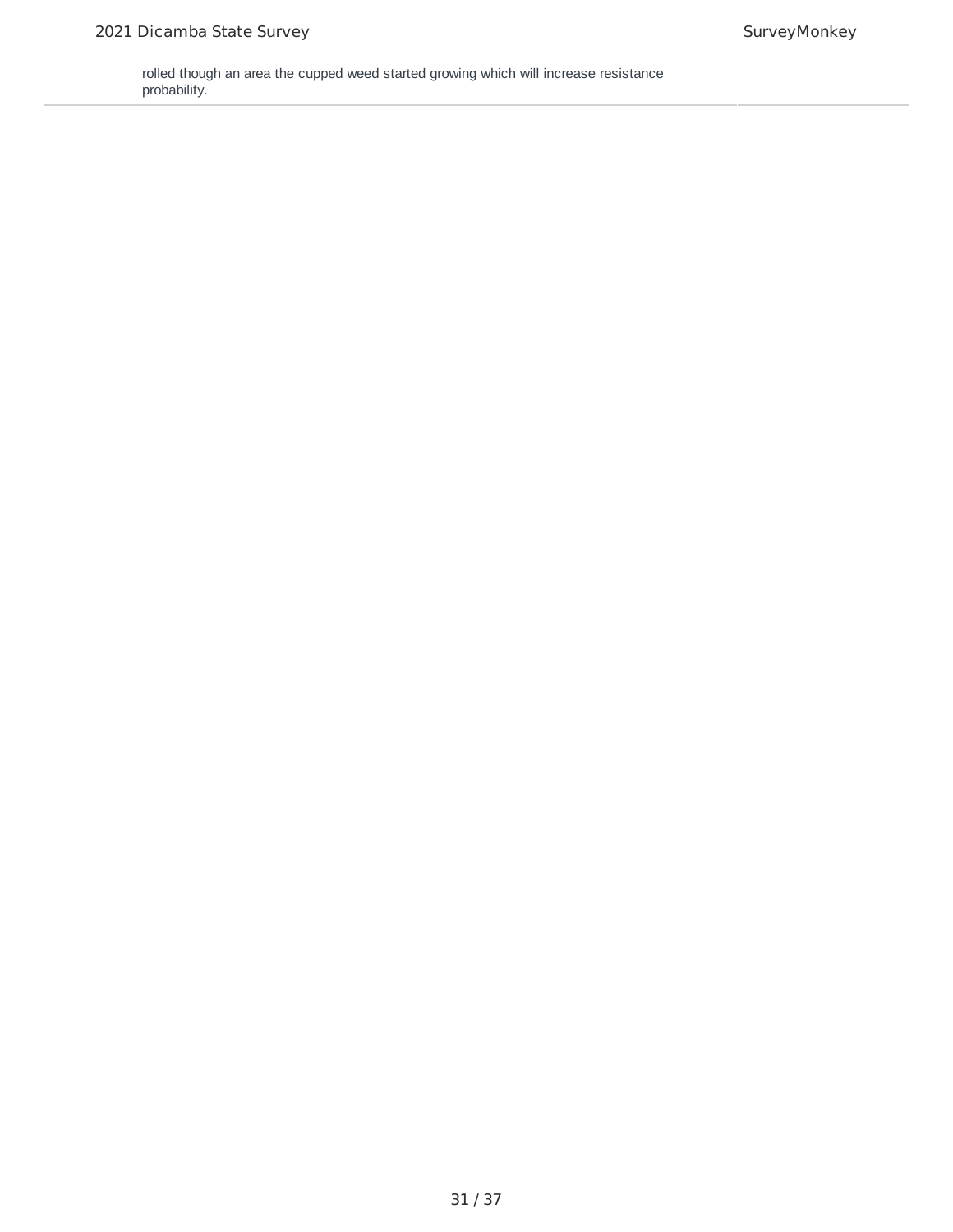rolled though an area the cupped weed started growing which will increase resistance probability.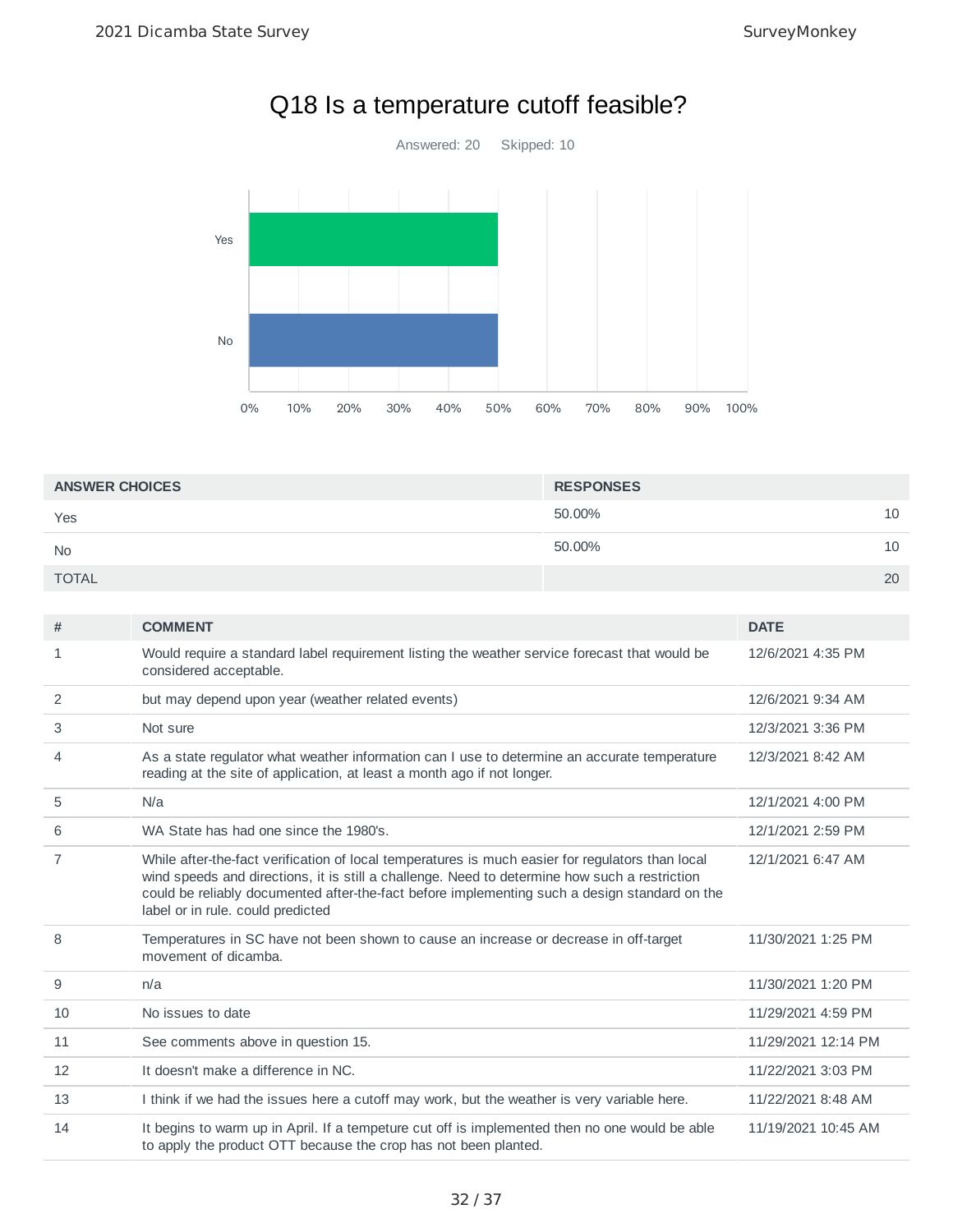# Q18 Is a temperature cutoff feasible?

Answered: 20 Skipped: 10

| ANSWER CHOICES | RESPONSES | |
|---|---|---|
| Yes | 50.00% | 10 |
| No | 50.00% | 10 |
| TOTAL | | 20 |

| # | COMMENT | DATE |
|---|---|---|
| 1 | Would require a standard label requirement listing the weather service forecast that would be considered acceptable. | 12/6/2021 4:35 PM |
| 2 | but may depend upon year (weather related events) | 12/6/2021 9:34 AM |
| 3 | Not sure | 12/3/2021 3:36 PM |
| 4 | As a state regulator what weather information can I use to determine an accurate temperature reading at the site of application, at least a month ago if not longer. | 12/3/2021 8:42 AM |
| 5 | N/a | 12/1/2021 4:00 PM |
| 6 | WA State has had one since the 1980's. | 12/1/2021 2:59 PM |
| 7 | While after-the-fact verification of local temperatures is much easier for regulators than local wind speeds and directions, it is still a challenge. Need to determine how such a restriction could be reliably documented after-the-fact before implementing such a design standard on the label or in rule. could predicted | 12/1/2021 6:47 AM |
| 8 | Temperatures in SC have not been shown to cause an increase or decrease in off-target movement of dicamba. | 11/30/2021 1:25 PM |
| 9 | n/a | 11/30/2021 1:20 PM |
| 10 | No issues to date | 11/29/2021 4:59 PM |
| 11 | See comments above in question 15. | 11/29/2021 12:14 PM |
| 12 | It doesn't make a difference in NC. | 11/22/2021 3:03 PM |
| 13 | I think if we had the issues here a cutoff may work, but the weather is very variable here. | 11/22/2021 8:48 AM |
| 14 | It begins to warm up in April. If a tempeture cut off is implemented then no one would be able to apply the product OTT because the crop has not been planted. | 11/19/2021 10:45 AM |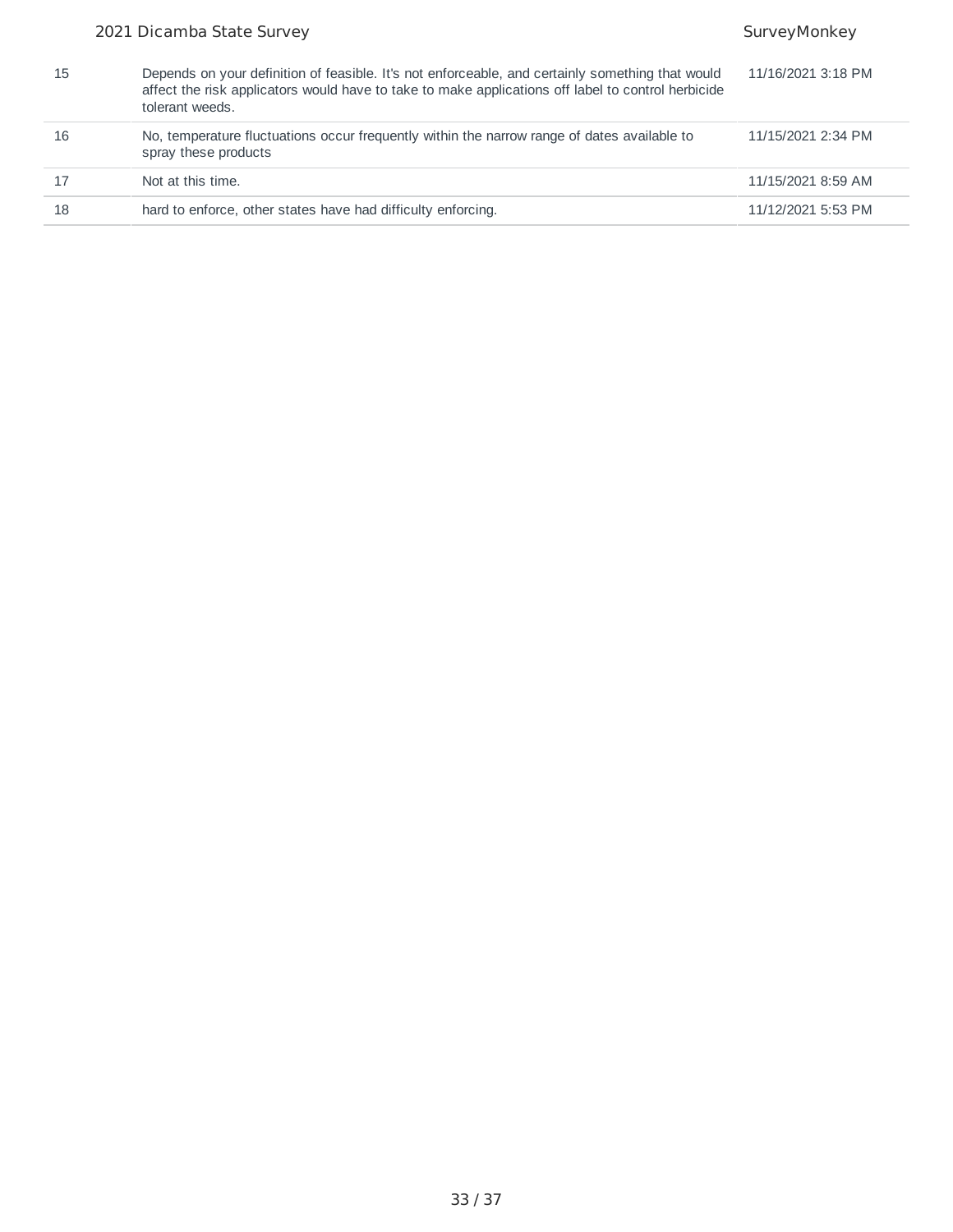| | | |
|---|---|---|
| 15 | Depends on your definition of feasible. It's not enforceable, and certainly something that would affect the risk applicators would have to take to make applications off label to control herbicide tolerant weeds. | 11/16/2021 3:18 PM |
| 16 | No, temperature fluctuations occur frequently within the narrow range of dates available to spray these products | 11/15/2021 2:34 PM |
| 17 | Not at this time. | 11/15/2021 8:59 AM |
| 18 | hard to enforce, other states have had difficulty enforcing. | 11/12/2021 5:53 PM |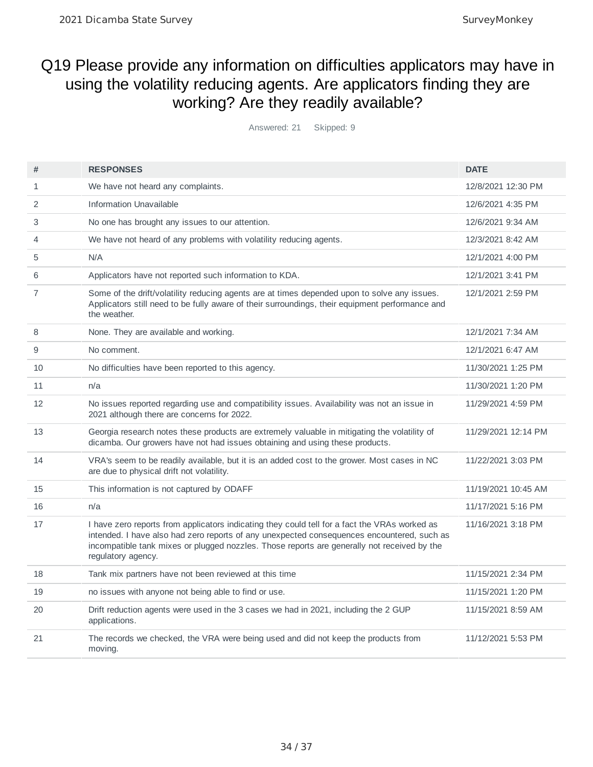# Q19 Please provide any information on difficulties applicators may have in using the volatility reducing agents. Are applicators finding they are working? Are they readily available?

Answered: 21 Skipped: 9

| # | RESPONSES | DATE |
|---|---|---|
| 1 | We have not heard any complaints. | 12/8/2021 12:30 PM |
| 2 | Information Unavailable | 12/6/2021 4:35 PM |
| 3 | No one has brought any issues to our attention. | 12/6/2021 9:34 AM |
| 4 | We have not heard of any problems with volatility reducing agents. | 12/3/2021 8:42 AM |
| 5 | N/A | 12/1/2021 4:00 PM |
| 6 | Applicators have not reported such information to KDA. | 12/1/2021 3:41 PM |
| 7 | Some of the drift/volatility reducing agents are at times depended upon to solve any issues. Applicators still need to be fully aware of their surroundings, their equipment performance and the weather. | 12/1/2021 2:59 PM |
| 8 | None. They are available and working. | 12/1/2021 7:34 AM |
| 9 | No comment. | 12/1/2021 6:47 AM |
| 10 | No difficulties have been reported to this agency. | 11/30/2021 1:25 PM |
| 11 | n/a | 11/30/2021 1:20 PM |
| 12 | No issues reported regarding use and compatibility issues. Availability was not an issue in 2021 although there are concerns for 2022. | 11/29/2021 4:59 PM |
| 13 | Georgia research notes these products are extremely valuable in mitigating the volatility of dicamba. Our growers have not had issues obtaining and using these products. | 11/29/2021 12:14 PM |
| 14 | VRA's seem to be readily available, but it is an added cost to the grower. Most cases in NC are due to physical drift not volatility. | 11/22/2021 3:03 PM |
| 15 | This information is not captured by ODAFF | 11/19/2021 10:45 AM |
| 16 | n/a | 11/17/2021 5:16 PM |
| 17 | I have zero reports from applicators indicating they could tell for a fact the VRAs worked as intended. I have also had zero reports of any unexpected consequences encountered, such as incompatible tank mixes or plugged nozzles. Those reports are generally not received by the regulatory agency. | 11/16/2021 3:18 PM |
| 18 | Tank mix partners have not been reviewed at this time | 11/15/2021 2:34 PM |
| 19 | no issues with anyone not being able to find or use. | 11/15/2021 1:20 PM |
| 20 | Drift reduction agents were used in the 3 cases we had in 2021, including the 2 GUP applications. | 11/15/2021 8:59 AM |
| 21 | The records we checked, the VRA were being used and did not keep the products from moving. | 11/12/2021 5:53 PM |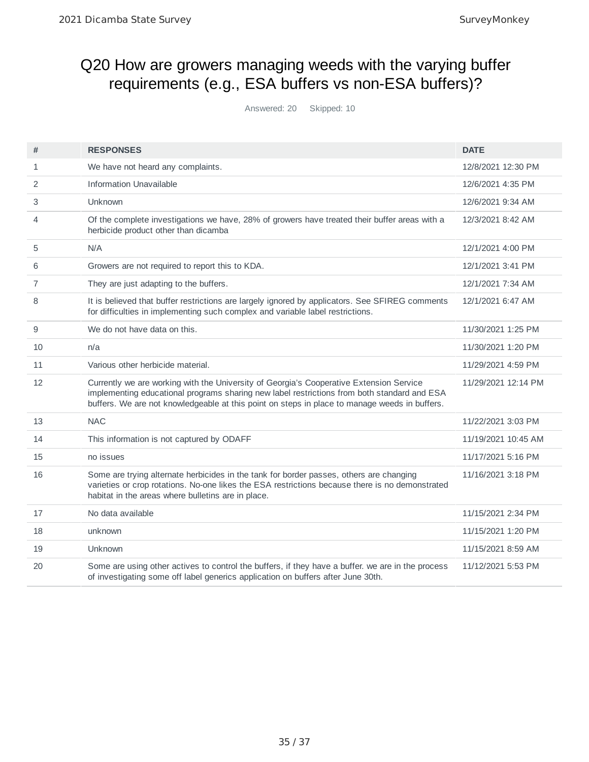## Q20 How are growers managing weeds with the varying buffer requirements (e.g., ESA buffers vs non-ESA buffers)?

Answered: 20 Skipped: 10

| # | RESPONSES | DATE |
| --- | --- | --- |
| 1 | We have not heard any complaints. | 12/8/2021 12:30 PM |
| 2 | Information Unavailable | 12/6/2021 4:35 PM |
| 3 | Unknown | 12/6/2021 9:34 AM |
| 4 | Of the complete investigations we have, 28% of growers have treated their buffer areas with a herbicide product other than dicamba | 12/3/2021 8:42 AM |
| 5 | N/A | 12/1/2021 4:00 PM |
| 6 | Growers are not required to report this to KDA. | 12/1/2021 3:41 PM |
| 7 | They are just adapting to the buffers. | 12/1/2021 7:34 AM |
| 8 | It is believed that buffer restrictions are largely ignored by applicators. See SFIREG comments for difficulties in implementing such complex and variable label restrictions. | 12/1/2021 6:47 AM |
| 9 | We do not have data on this. | 11/30/2021 1:25 PM |
| 10 | n/a | 11/30/2021 1:20 PM |
| 11 | Various other herbicide material. | 11/29/2021 4:59 PM |
| 12 | Currently we are working with the University of Georgia's Cooperative Extension Service implementing educational programs sharing new label restrictions from both standard and ESA buffers. We are not knowledgeable at this point on steps in place to manage weeds in buffers. | 11/29/2021 12:14 PM |
| 13 | NAC | 11/22/2021 3:03 PM |
| 14 | This information is not captured by ODAFF | 11/19/2021 10:45 AM |
| 15 | no issues | 11/17/2021 5:16 PM |
| 16 | Some are trying alternate herbicides in the tank for border passes, others are changing varieties or crop rotations. No-one likes the ESA restrictions because there is no demonstrated habitat in the areas where bulletins are in place. | 11/16/2021 3:18 PM |
| 17 | No data available | 11/15/2021 2:34 PM |
| 18 | unknown | 11/15/2021 1:20 PM |
| 19 | Unknown | 11/15/2021 8:59 AM |
| 20 | Some are using other actives to control the buffers, if they have a buffer. we are in the process of investigating some off label generics application on buffers after June 30th. | 11/12/2021 5:53 PM |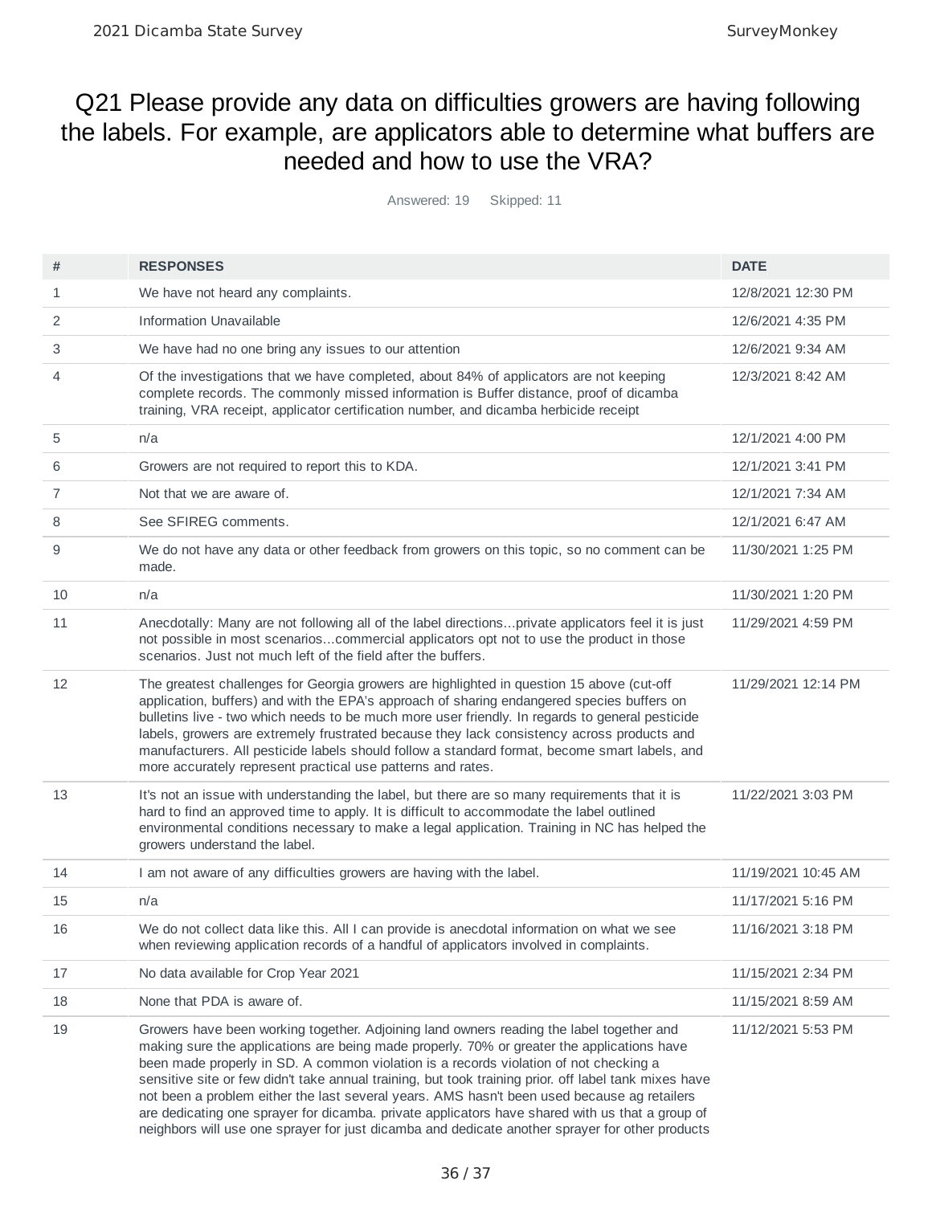# Q21 Please provide any data on difficulties growers are having following the labels. For example, are applicators able to determine what buffers are needed and how to use the VRA?

Answered: 19 Skipped: 11

| # | RESPONSES | DATE |
|---|---|---|
| 1 | We have not heard any complaints. | 12/8/2021 12:30 PM |
| 2 | Information Unavailable | 12/6/2021 4:35 PM |
| 3 | We have had no one bring any issues to our attention | 12/6/2021 9:34 AM |
| 4 | Of the investigations that we have completed, about 84% of applicators are not keeping complete records. The commonly missed information is Buffer distance, proof of dicamba training, VRA receipt, applicator certification number, and dicamba herbicide receipt | 12/3/2021 8:42 AM |
| 5 | n/a | 12/1/2021 4:00 PM |
| 6 | Growers are not required to report this to KDA. | 12/1/2021 3:41 PM |
| 7 | Not that we are aware of. | 12/1/2021 7:34 AM |
| 8 | See SFIREG comments. | 12/1/2021 6:47 AM |
| 9 | We do not have any data or other feedback from growers on this topic, so no comment can be made. | 11/30/2021 1:25 PM |
| 10 | n/a | 11/30/2021 1:20 PM |
| 11 | Anecdotally: Many are not following all of the label directions...private applicators feel it is just not possible in most scenarios...commercial applicators opt not to use the product in those scenarios. Just not much left of the field after the buffers. | 11/29/2021 4:59 PM |
| 12 | The greatest challenges for Georgia growers are highlighted in question 15 above (cut-off application, buffers) and with the EPA's approach of sharing endangered species buffers on bulletins live - two which needs to be much more user friendly. In regards to general pesticide labels, growers are extremely frustrated because they lack consistency across products and manufacturers. All pesticide labels should follow a standard format, become smart labels, and more accurately represent practical use patterns and rates. | 11/29/2021 12:14 PM |
| 13 | It's not an issue with understanding the label, but there are so many requirements that it is hard to find an approved time to apply. It is difficult to accommodate the label outlined environmental conditions necessary to make a legal application. Training in NC has helped the growers understand the label. | 11/22/2021 3:03 PM |
| 14 | I am not aware of any difficulties growers are having with the label. | 11/19/2021 10:45 AM |
| 15 | n/a | 11/17/2021 5:16 PM |
| 16 | We do not collect data like this. All I can provide is anecdotal information on what we see when reviewing application records of a handful of applicators involved in complaints. | 11/16/2021 3:18 PM |
| 17 | No data available for Crop Year 2021 | 11/15/2021 2:34 PM |
| 18 | None that PDA is aware of. | 11/15/2021 8:59 AM |
| 19 | Growers have been working together. Adjoining land owners reading the label together and making sure the applications are being made properly. 70% or greater the applications have been made properly in SD. A common violation is a records violation of not checking a sensitive site or few didn't take annual training, but took training prior. off label tank mixes have not been a problem either the last several years. AMS hasn't been used because ag retailers are dedicating one sprayer for dicamba. private applicators have shared with us that a group of neighbors will use one sprayer for just dicamba and dedicate another sprayer for other products | 11/12/2021 5:53 PM |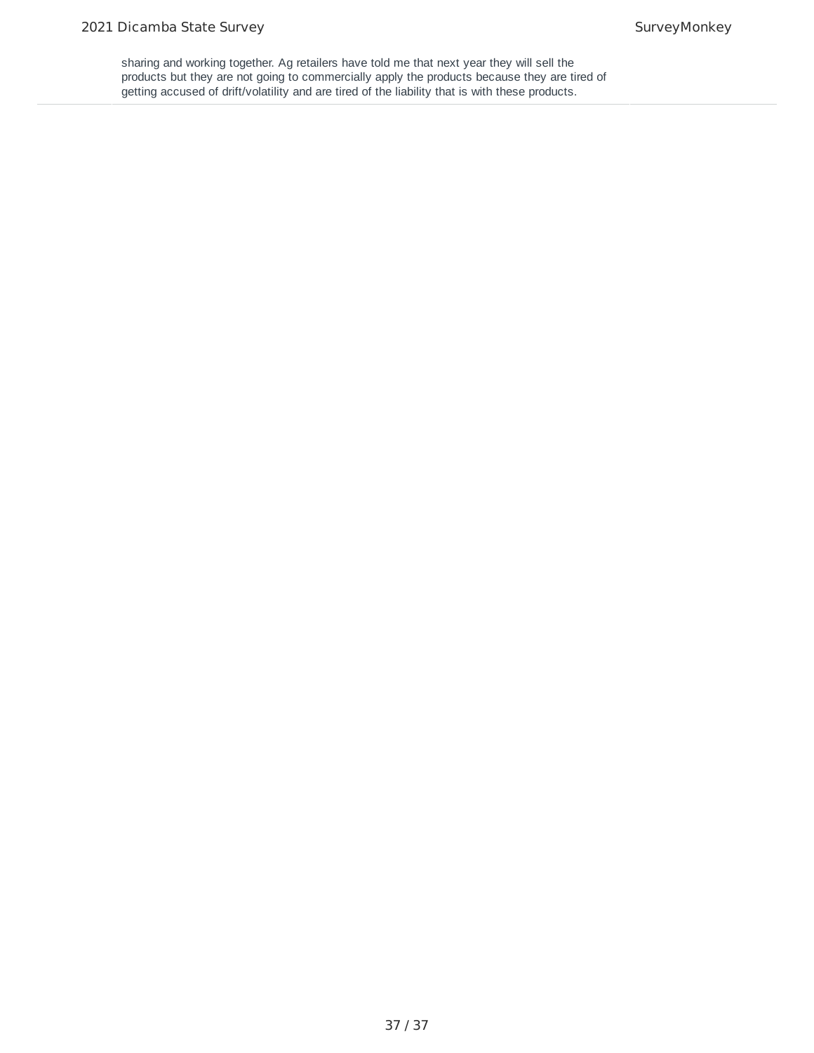sharing and working together. Ag retailers have told me that next year they will sell the products but they are not going to commercially apply the products because they are tired of getting accused of drift/volatility and are tired of the liability that is with these products.